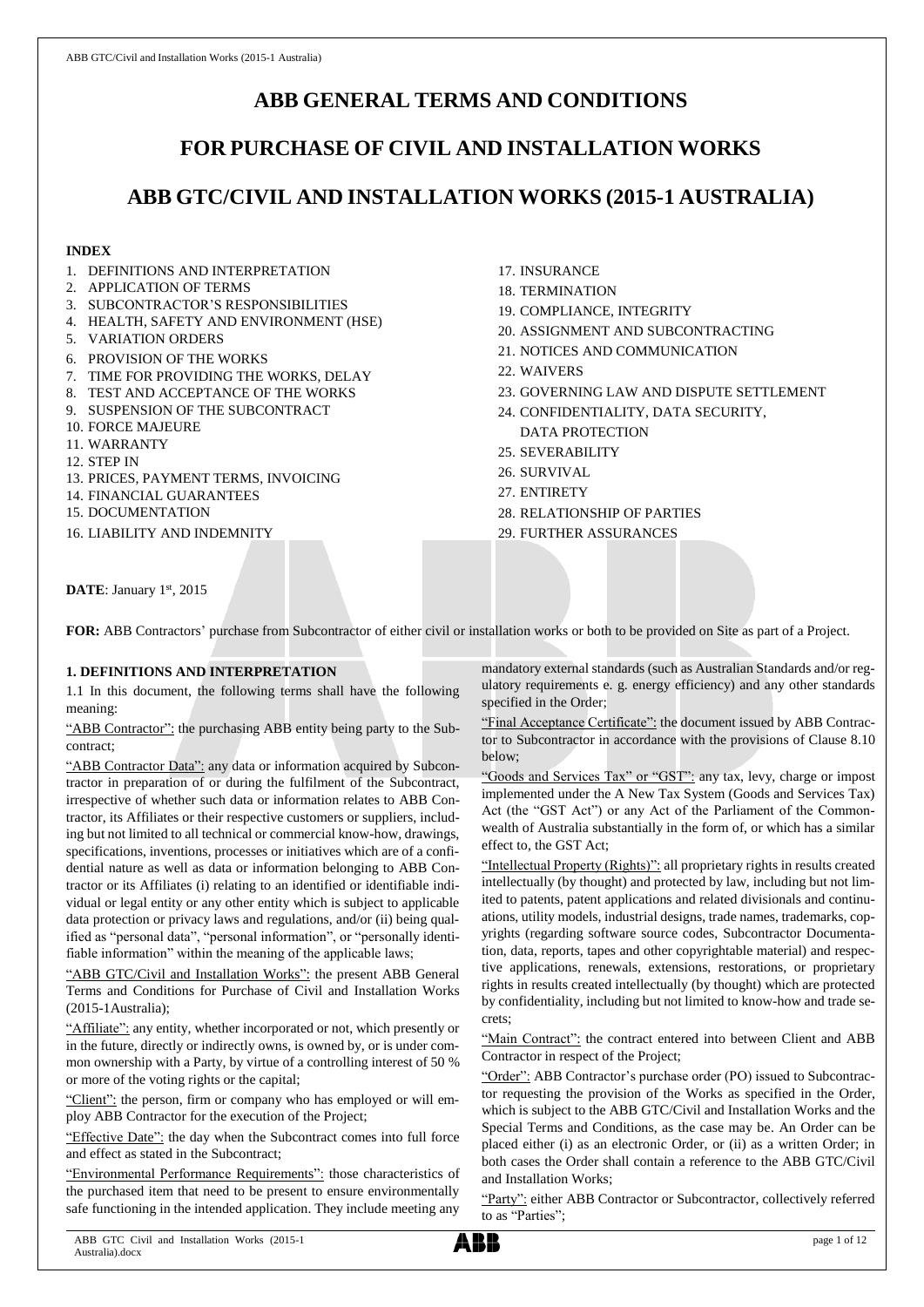# ABB GENERAL TERMS AND CONDITIONS

# FOR PURCHASE OF CIVIL AND INSTALLATION WORKS

# ABB GTC/CIVIL AND INSTALLATION WORKS (2015-1 AUSTRALIA)

**INDEX**

1. DEFINITIONS AND INTERPRETATION
2. APPLICATION OF TERMS
3. SUBCONTRACTOR'S RESPONSIBILITIES
4. HEALTH, SAFETY AND ENVIRONMENT (HSE)
5. VARIATION ORDERS
6. PROVISION OF THE WORKS
7. TIME FOR PROVIDING THE WORKS, DELAY
8. TEST AND ACCEPTANCE OF THE WORKS
9. SUSPENSION OF THE SUBCONTRACT
10. FORCE MAJEURE
11. WARRANTY
12. STEP IN
13. PRICES, PAYMENT TERMS, INVOICING
14. FINANCIAL GUARANTEES
15. DOCUMENTATION
16. LIABILITY AND INDEMNITY
17. INSURANCE
18. TERMINATION
19. COMPLIANCE, INTEGRITY
20. ASSIGNMENT AND SUBCONTRACTING
21. NOTICES AND COMMUNICATION
22. WAIVERS
23. GOVERNING LAW AND DISPUTE SETTLEMENT
24. CONFIDENTIALITY, DATA SECURITY, DATA PROTECTION
25. SEVERABILITY
26. SURVIVAL
27. ENTIRETY
28. RELATIONSHIP OF PARTIES
29. FURTHER ASSURANCES

**DATE**: January 1st, 2015

**FOR:** ABB Contractors' purchase from Subcontractor of either civil or installation works or both to be provided on Site as part of a Project.

## 1. DEFINITIONS AND INTERPRETATION

1.1 In this document, the following terms shall have the following meaning:

"ABB Contractor": the purchasing ABB entity being party to the Subcontract;

"ABB Contractor Data": any data or information acquired by Subcontractor in preparation of or during the fulfilment of the Subcontract, irrespective of whether such data or information relates to ABB Contractor, its Affiliates or their respective customers or suppliers, including but not limited to all technical or commercial know-how, drawings, specifications, inventions, processes or initiatives which are of a confidential nature as well as data or information belonging to ABB Contractor or its Affiliates (i) relating to an identified or identifiable individual or legal entity or any other entity which is subject to applicable data protection or privacy laws and regulations, and/or (ii) being qualified as "personal data", "personal information", or "personally identifiable information" within the meaning of the applicable laws;

"ABB GTC/Civil and Installation Works": the present ABB General Terms and Conditions for Purchase of Civil and Installation Works (2015-1Australia);

"Affiliate": any entity, whether incorporated or not, which presently or in the future, directly or indirectly owns, is owned by, or is under common ownership with a Party, by virtue of a controlling interest of 50 % or more of the voting rights or the capital;

"Client": the person, firm or company who has employed or will employ ABB Contractor for the execution of the Project;

"Effective Date": the day when the Subcontract comes into full force and effect as stated in the Subcontract;

"Environmental Performance Requirements": those characteristics of the purchased item that need to be present to ensure environmentally safe functioning in the intended application. They include meeting any mandatory external standards (such as Australian Standards and/or regulatory requirements e. g. energy efficiency) and any other standards specified in the Order;

"Final Acceptance Certificate": the document issued by ABB Contractor to Subcontractor in accordance with the provisions of Clause 8.10 below;

"Goods and Services Tax" or "GST": any tax, levy, charge or impost implemented under the A New Tax System (Goods and Services Tax) Act (the "GST Act") or any Act of the Parliament of the Commonwealth of Australia substantially in the form of, or which has a similar effect to, the GST Act;

"Intellectual Property (Rights)": all proprietary rights in results created intellectually (by thought) and protected by law, including but not limited to patents, patent applications and related divisionals and continuations, utility models, industrial designs, trade names, trademarks, copyrights (regarding software source codes, Subcontractor Documentation, data, reports, tapes and other copyrightable material) and respective applications, renewals, extensions, restorations, or proprietary rights in results created intellectually (by thought) which are protected by confidentiality, including but not limited to know-how and trade secrets;

"Main Contract": the contract entered into between Client and ABB Contractor in respect of the Project;

"Order": ABB Contractor's purchase order (PO) issued to Subcontractor requesting the provision of the Works as specified in the Order, which is subject to the ABB GTC/Civil and Installation Works and the Special Terms and Conditions, as the case may be. An Order can be placed either (i) as an electronic Order, or (ii) as a written Order; in both cases the Order shall contain a reference to the ABB GTC/Civil and Installation Works;

"Party": either ABB Contractor or Subcontractor, collectively referred to as "Parties";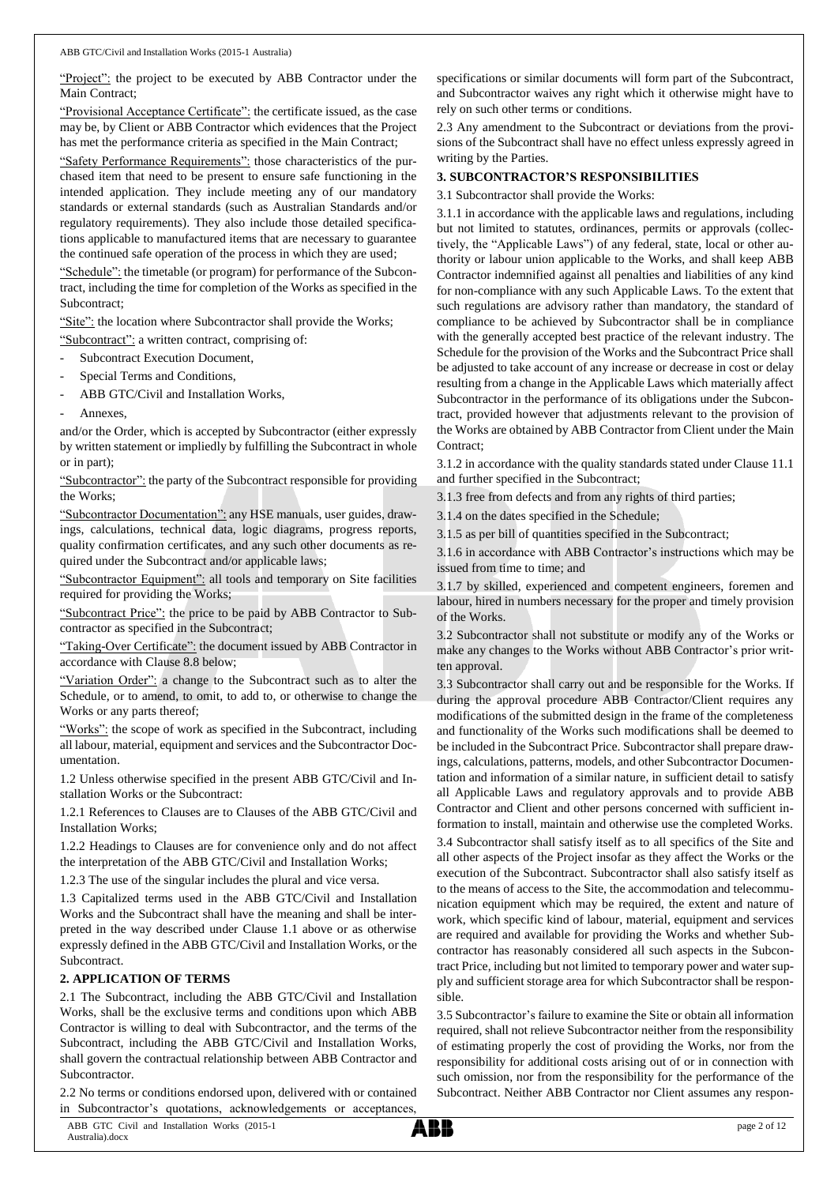"Project": the project to be executed by ABB Contractor under the Main Contract;

"Provisional Acceptance Certificate": the certificate issued, as the case may be, by Client or ABB Contractor which evidences that the Project has met the performance criteria as specified in the Main Contract;

"Safety Performance Requirements": those characteristics of the purchased item that need to be present to ensure safe functioning in the intended application. They include meeting any of our mandatory standards or external standards (such as Australian Standards and/or regulatory requirements). They also include those detailed specifications applicable to manufactured items that are necessary to guarantee the continued safe operation of the process in which they are used;

"Schedule": the timetable (or program) for performance of the Subcontract, including the time for completion of the Works as specified in the Subcontract;

"Site": the location where Subcontractor shall provide the Works;

"Subcontract": a written contract, comprising of:

- Subcontract Execution Document,
- Special Terms and Conditions,
- ABB GTC/Civil and Installation Works,
- Annexes,

and/or the Order, which is accepted by Subcontractor (either expressly by written statement or impliedly by fulfilling the Subcontract in whole or in part);

"Subcontractor": the party of the Subcontract responsible for providing the Works;

"Subcontractor Documentation": any HSE manuals, user guides, drawings, calculations, technical data, logic diagrams, progress reports, quality confirmation certificates, and any such other documents as required under the Subcontract and/or applicable laws;

"Subcontractor Equipment": all tools and temporary on Site facilities required for providing the Works;

"Subcontract Price": the price to be paid by ABB Contractor to Subcontractor as specified in the Subcontract;

"Taking-Over Certificate": the document issued by ABB Contractor in accordance with Clause 8.8 below;

"Variation Order": a change to the Subcontract such as to alter the Schedule, or to amend, to omit, to add to, or otherwise to change the Works or any parts thereof;

"Works": the scope of work as specified in the Subcontract, including all labour, material, equipment and services and the Subcontractor Documentation.

1.2 Unless otherwise specified in the present ABB GTC/Civil and Installation Works or the Subcontract:

1.2.1 References to Clauses are to Clauses of the ABB GTC/Civil and Installation Works;

1.2.2 Headings to Clauses are for convenience only and do not affect the interpretation of the ABB GTC/Civil and Installation Works;

1.2.3 The use of the singular includes the plural and vice versa.

1.3 Capitalized terms used in the ABB GTC/Civil and Installation Works and the Subcontract shall have the meaning and shall be interpreted in the way described under Clause 1.1 above or as otherwise expressly defined in the ABB GTC/Civil and Installation Works, or the Subcontract.

## 2. APPLICATION OF TERMS

2.1 The Subcontract, including the ABB GTC/Civil and Installation Works, shall be the exclusive terms and conditions upon which ABB Contractor is willing to deal with Subcontractor, and the terms of the Subcontract, including the ABB GTC/Civil and Installation Works, shall govern the contractual relationship between ABB Contractor and Subcontractor.

2.2 No terms or conditions endorsed upon, delivered with or contained in Subcontractor's quotations, acknowledgements or acceptances, specifications or similar documents will form part of the Subcontract, and Subcontractor waives any right which it otherwise might have to rely on such other terms or conditions.

2.3 Any amendment to the Subcontract or deviations from the provisions of the Subcontract shall have no effect unless expressly agreed in writing by the Parties.

## 3. SUBCONTRACTOR'S RESPONSIBILITIES

3.1 Subcontractor shall provide the Works:

3.1.1 in accordance with the applicable laws and regulations, including but not limited to statutes, ordinances, permits or approvals (collectively, the "Applicable Laws") of any federal, state, local or other authority or labour union applicable to the Works, and shall keep ABB Contractor indemnified against all penalties and liabilities of any kind for non-compliance with any such Applicable Laws. To the extent that such regulations are advisory rather than mandatory, the standard of compliance to be achieved by Subcontractor shall be in compliance with the generally accepted best practice of the relevant industry. The Schedule for the provision of the Works and the Subcontract Price shall be adjusted to take account of any increase or decrease in cost or delay resulting from a change in the Applicable Laws which materially affect Subcontractor in the performance of its obligations under the Subcontract, provided however that adjustments relevant to the provision of the Works are obtained by ABB Contractor from Client under the Main Contract;

3.1.2 in accordance with the quality standards stated under Clause 11.1 and further specified in the Subcontract;

3.1.3 free from defects and from any rights of third parties;

3.1.4 on the dates specified in the Schedule;

3.1.5 as per bill of quantities specified in the Subcontract;

3.1.6 in accordance with ABB Contractor's instructions which may be issued from time to time; and

3.1.7 by skilled, experienced and competent engineers, foremen and labour, hired in numbers necessary for the proper and timely provision of the Works.

3.2 Subcontractor shall not substitute or modify any of the Works or make any changes to the Works without ABB Contractor's prior written approval.

3.3 Subcontractor shall carry out and be responsible for the Works. If during the approval procedure ABB Contractor/Client requires any modifications of the submitted design in the frame of the completeness and functionality of the Works such modifications shall be deemed to be included in the Subcontract Price. Subcontractor shall prepare drawings, calculations, patterns, models, and other Subcontractor Documentation and information of a similar nature, in sufficient detail to satisfy all Applicable Laws and regulatory approvals and to provide ABB Contractor and Client and other persons concerned with sufficient information to install, maintain and otherwise use the completed Works.

3.4 Subcontractor shall satisfy itself as to all specifics of the Site and all other aspects of the Project insofar as they affect the Works or the execution of the Subcontract. Subcontractor shall also satisfy itself as to the means of access to the Site, the accommodation and telecommunication equipment which may be required, the extent and nature of work, which specific kind of labour, material, equipment and services are required and available for providing the Works and whether Subcontractor has reasonably considered all such aspects in the Subcontract Price, including but not limited to temporary power and water supply and sufficient storage area for which Subcontractor shall be responsible.

3.5 Subcontractor's failure to examine the Site or obtain all information required, shall not relieve Subcontractor neither from the responsibility of estimating properly the cost of providing the Works, nor from the responsibility for additional costs arising out of or in connection with such omission, nor from the responsibility for the performance of the Subcontract. Neither ABB Contractor nor Client assumes any respon-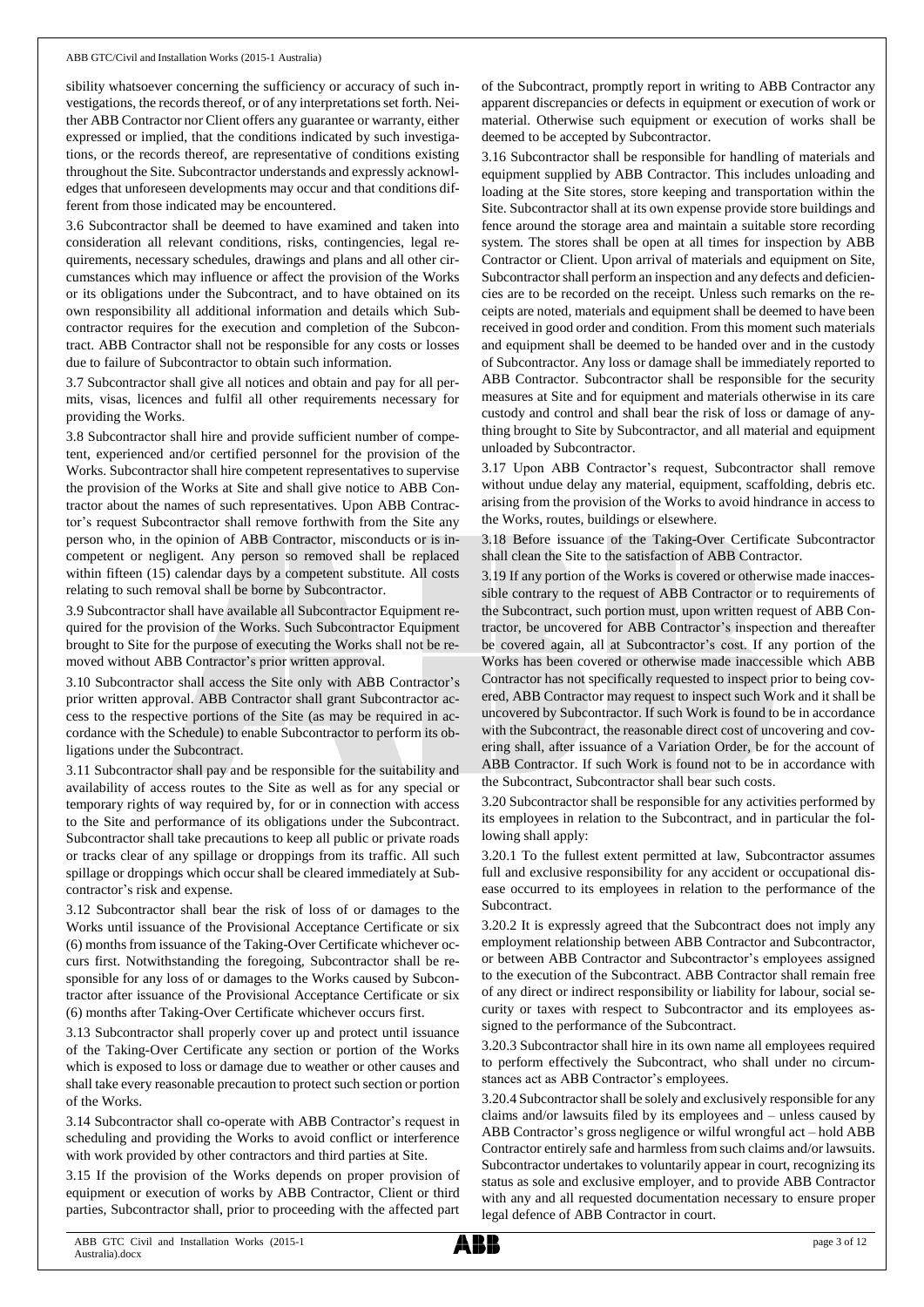sibility whatsoever concerning the sufficiency or accuracy of such investigations, the records thereof, or of any interpretations set forth. Neither ABB Contractor nor Client offers any guarantee or warranty, either expressed or implied, that the conditions indicated by such investigations, or the records thereof, are representative of conditions existing throughout the Site. Subcontractor understands and expressly acknowledges that unforeseen developments may occur and that conditions different from those indicated may be encountered.

3.6 Subcontractor shall be deemed to have examined and taken into consideration all relevant conditions, risks, contingencies, legal requirements, necessary schedules, drawings and plans and all other circumstances which may influence or affect the provision of the Works or its obligations under the Subcontract, and to have obtained on its own responsibility all additional information and details which Subcontractor requires for the execution and completion of the Subcontract. ABB Contractor shall not be responsible for any costs or losses due to failure of Subcontractor to obtain such information.

3.7 Subcontractor shall give all notices and obtain and pay for all permits, visas, licences and fulfil all other requirements necessary for providing the Works.

3.8 Subcontractor shall hire and provide sufficient number of competent, experienced and/or certified personnel for the provision of the Works. Subcontractor shall hire competent representatives to supervise the provision of the Works at Site and shall give notice to ABB Contractor about the names of such representatives. Upon ABB Contractor's request Subcontractor shall remove forthwith from the Site any person who, in the opinion of ABB Contractor, misconducts or is incompetent or negligent. Any person so removed shall be replaced within fifteen (15) calendar days by a competent substitute. All costs relating to such removal shall be borne by Subcontractor.

3.9 Subcontractor shall have available all Subcontractor Equipment required for the provision of the Works. Such Subcontractor Equipment brought to Site for the purpose of executing the Works shall not be removed without ABB Contractor's prior written approval.

3.10 Subcontractor shall access the Site only with ABB Contractor's prior written approval. ABB Contractor shall grant Subcontractor access to the respective portions of the Site (as may be required in accordance with the Schedule) to enable Subcontractor to perform its obligations under the Subcontract.

3.11 Subcontractor shall pay and be responsible for the suitability and availability of access routes to the Site as well as for any special or temporary rights of way required by, for or in connection with access to the Site and performance of its obligations under the Subcontract. Subcontractor shall take precautions to keep all public or private roads or tracks clear of any spillage or droppings from its traffic. All such spillage or droppings which occur shall be cleared immediately at Subcontractor's risk and expense.

3.12 Subcontractor shall bear the risk of loss of or damages to the Works until issuance of the Provisional Acceptance Certificate or six (6) months from issuance of the Taking-Over Certificate whichever occurs first. Notwithstanding the foregoing, Subcontractor shall be responsible for any loss of or damages to the Works caused by Subcontractor after issuance of the Provisional Acceptance Certificate or six (6) months after Taking-Over Certificate whichever occurs first.

3.13 Subcontractor shall properly cover up and protect until issuance of the Taking-Over Certificate any section or portion of the Works which is exposed to loss or damage due to weather or other causes and shall take every reasonable precaution to protect such section or portion of the Works.

3.14 Subcontractor shall co-operate with ABB Contractor's request in scheduling and providing the Works to avoid conflict or interference with work provided by other contractors and third parties at Site.

3.15 If the provision of the Works depends on proper provision of equipment or execution of works by ABB Contractor, Client or third parties, Subcontractor shall, prior to proceeding with the affected part of the Subcontract, promptly report in writing to ABB Contractor any apparent discrepancies or defects in equipment or execution of work or material. Otherwise such equipment or execution of works shall be deemed to be accepted by Subcontractor.

3.16 Subcontractor shall be responsible for handling of materials and equipment supplied by ABB Contractor. This includes unloading and loading at the Site stores, store keeping and transportation within the Site. Subcontractor shall at its own expense provide store buildings and fence around the storage area and maintain a suitable store recording system. The stores shall be open at all times for inspection by ABB Contractor or Client. Upon arrival of materials and equipment on Site, Subcontractor shall perform an inspection and any defects and deficiencies are to be recorded on the receipt. Unless such remarks on the receipts are noted, materials and equipment shall be deemed to have been received in good order and condition. From this moment such materials and equipment shall be deemed to be handed over and in the custody of Subcontractor. Any loss or damage shall be immediately reported to ABB Contractor. Subcontractor shall be responsible for the security measures at Site and for equipment and materials otherwise in its care custody and control and shall bear the risk of loss or damage of anything brought to Site by Subcontractor, and all material and equipment unloaded by Subcontractor.

3.17 Upon ABB Contractor's request, Subcontractor shall remove without undue delay any material, equipment, scaffolding, debris etc. arising from the provision of the Works to avoid hindrance in access to the Works, routes, buildings or elsewhere.

3.18 Before issuance of the Taking-Over Certificate Subcontractor shall clean the Site to the satisfaction of ABB Contractor.

3.19 If any portion of the Works is covered or otherwise made inaccessible contrary to the request of ABB Contractor or to requirements of the Subcontract, such portion must, upon written request of ABB Contractor, be uncovered for ABB Contractor's inspection and thereafter be covered again, all at Subcontractor's cost. If any portion of the Works has been covered or otherwise made inaccessible which ABB Contractor has not specifically requested to inspect prior to being covered, ABB Contractor may request to inspect such Work and it shall be uncovered by Subcontractor. If such Work is found to be in accordance with the Subcontract, the reasonable direct cost of uncovering and covering shall, after issuance of a Variation Order, be for the account of ABB Contractor. If such Work is found not to be in accordance with the Subcontract, Subcontractor shall bear such costs.

3.20 Subcontractor shall be responsible for any activities performed by its employees in relation to the Subcontract, and in particular the following shall apply:

3.20.1 To the fullest extent permitted at law, Subcontractor assumes full and exclusive responsibility for any accident or occupational disease occurred to its employees in relation to the performance of the Subcontract.

3.20.2 It is expressly agreed that the Subcontract does not imply any employment relationship between ABB Contractor and Subcontractor, or between ABB Contractor and Subcontractor's employees assigned to the execution of the Subcontract. ABB Contractor shall remain free of any direct or indirect responsibility or liability for labour, social security or taxes with respect to Subcontractor and its employees assigned to the performance of the Subcontract.

3.20.3 Subcontractor shall hire in its own name all employees required to perform effectively the Subcontract, who shall under no circumstances act as ABB Contractor's employees.

3.20.4 Subcontractor shall be solely and exclusively responsible for any claims and/or lawsuits filed by its employees and – unless caused by ABB Contractor's gross negligence or wilful wrongful act – hold ABB Contractor entirely safe and harmless from such claims and/or lawsuits. Subcontractor undertakes to voluntarily appear in court, recognizing its status as sole and exclusive employer, and to provide ABB Contractor with any and all requested documentation necessary to ensure proper legal defence of ABB Contractor in court.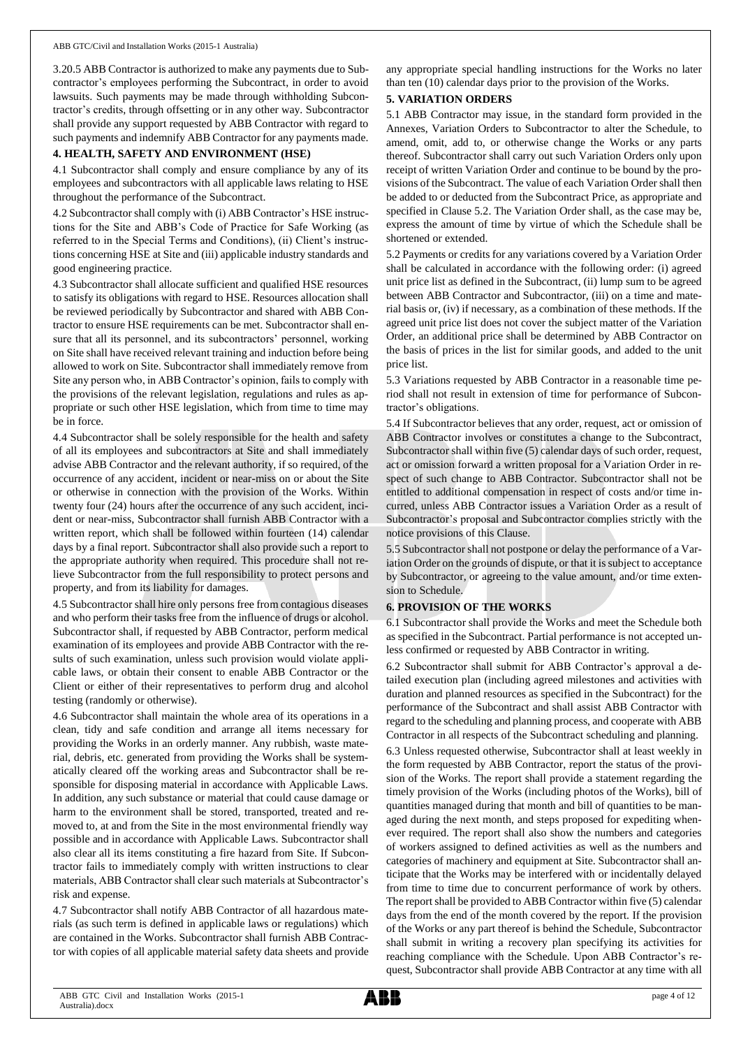3.20.5 ABB Contractor is authorized to make any payments due to Subcontractor's employees performing the Subcontract, in order to avoid lawsuits. Such payments may be made through withholding Subcontractor's credits, through offsetting or in any other way. Subcontractor shall provide any support requested by ABB Contractor with regard to such payments and indemnify ABB Contractor for any payments made.

## 4. HEALTH, SAFETY AND ENVIRONMENT (HSE)

4.1 Subcontractor shall comply and ensure compliance by any of its employees and subcontractors with all applicable laws relating to HSE throughout the performance of the Subcontract.

4.2 Subcontractor shall comply with (i) ABB Contractor's HSE instructions for the Site and ABB's Code of Practice for Safe Working (as referred to in the Special Terms and Conditions), (ii) Client's instructions concerning HSE at Site and (iii) applicable industry standards and good engineering practice.

4.3 Subcontractor shall allocate sufficient and qualified HSE resources to satisfy its obligations with regard to HSE. Resources allocation shall be reviewed periodically by Subcontractor and shared with ABB Contractor to ensure HSE requirements can be met. Subcontractor shall ensure that all its personnel, and its subcontractors' personnel, working on Site shall have received relevant training and induction before being allowed to work on Site. Subcontractor shall immediately remove from Site any person who, in ABB Contractor's opinion, fails to comply with the provisions of the relevant legislation, regulations and rules as appropriate or such other HSE legislation, which from time to time may be in force.

4.4 Subcontractor shall be solely responsible for the health and safety of all its employees and subcontractors at Site and shall immediately advise ABB Contractor and the relevant authority, if so required, of the occurrence of any accident, incident or near-miss on or about the Site or otherwise in connection with the provision of the Works. Within twenty four (24) hours after the occurrence of any such accident, incident or near-miss, Subcontractor shall furnish ABB Contractor with a written report, which shall be followed within fourteen (14) calendar days by a final report. Subcontractor shall also provide such a report to the appropriate authority when required. This procedure shall not relieve Subcontractor from the full responsibility to protect persons and property, and from its liability for damages.

4.5 Subcontractor shall hire only persons free from contagious diseases and who perform their tasks free from the influence of drugs or alcohol. Subcontractor shall, if requested by ABB Contractor, perform medical examination of its employees and provide ABB Contractor with the results of such examination, unless such provision would violate applicable laws, or obtain their consent to enable ABB Contractor or the Client or either of their representatives to perform drug and alcohol testing (randomly or otherwise).

4.6 Subcontractor shall maintain the whole area of its operations in a clean, tidy and safe condition and arrange all items necessary for providing the Works in an orderly manner. Any rubbish, waste material, debris, etc. generated from providing the Works shall be systematically cleared off the working areas and Subcontractor shall be responsible for disposing material in accordance with Applicable Laws. In addition, any such substance or material that could cause damage or harm to the environment shall be stored, transported, treated and removed to, at and from the Site in the most environmental friendly way possible and in accordance with Applicable Laws. Subcontractor shall also clear all its items constituting a fire hazard from Site. If Subcontractor fails to immediately comply with written instructions to clear materials, ABB Contractor shall clear such materials at Subcontractor's risk and expense.

4.7 Subcontractor shall notify ABB Contractor of all hazardous materials (as such term is defined in applicable laws or regulations) which are contained in the Works. Subcontractor shall furnish ABB Contractor with copies of all applicable material safety data sheets and provide any appropriate special handling instructions for the Works no later than ten (10) calendar days prior to the provision of the Works.

## 5. VARIATION ORDERS

5.1 ABB Contractor may issue, in the standard form provided in the Annexes, Variation Orders to Subcontractor to alter the Schedule, to amend, omit, add to, or otherwise change the Works or any parts thereof. Subcontractor shall carry out such Variation Orders only upon receipt of written Variation Order and continue to be bound by the provisions of the Subcontract. The value of each Variation Order shall then be added to or deducted from the Subcontract Price, as appropriate and specified in Clause 5.2. The Variation Order shall, as the case may be, express the amount of time by virtue of which the Schedule shall be shortened or extended.

5.2 Payments or credits for any variations covered by a Variation Order shall be calculated in accordance with the following order: (i) agreed unit price list as defined in the Subcontract, (ii) lump sum to be agreed between ABB Contractor and Subcontractor, (iii) on a time and material basis or, (iv) if necessary, as a combination of these methods. If the agreed unit price list does not cover the subject matter of the Variation Order, an additional price shall be determined by ABB Contractor on the basis of prices in the list for similar goods, and added to the unit price list.

5.3 Variations requested by ABB Contractor in a reasonable time period shall not result in extension of time for performance of Subcontractor's obligations.

5.4 If Subcontractor believes that any order, request, act or omission of ABB Contractor involves or constitutes a change to the Subcontract, Subcontractor shall within five (5) calendar days of such order, request, act or omission forward a written proposal for a Variation Order in respect of such change to ABB Contractor. Subcontractor shall not be entitled to additional compensation in respect of costs and/or time incurred, unless ABB Contractor issues a Variation Order as a result of Subcontractor's proposal and Subcontractor complies strictly with the notice provisions of this Clause.

5.5 Subcontractor shall not postpone or delay the performance of a Variation Order on the grounds of dispute, or that it is subject to acceptance by Subcontractor, or agreeing to the value amount, and/or time extension to Schedule.

## 6. PROVISION OF THE WORKS

6.1 Subcontractor shall provide the Works and meet the Schedule both as specified in the Subcontract. Partial performance is not accepted unless confirmed or requested by ABB Contractor in writing.

6.2 Subcontractor shall submit for ABB Contractor's approval a detailed execution plan (including agreed milestones and activities with duration and planned resources as specified in the Subcontract) for the performance of the Subcontract and shall assist ABB Contractor with regard to the scheduling and planning process, and cooperate with ABB Contractor in all respects of the Subcontract scheduling and planning.

6.3 Unless requested otherwise, Subcontractor shall at least weekly in the form requested by ABB Contractor, report the status of the provision of the Works. The report shall provide a statement regarding the timely provision of the Works (including photos of the Works), bill of quantities managed during that month and bill of quantities to be managed during the next month, and steps proposed for expediting whenever required. The report shall also show the numbers and categories of workers assigned to defined activities as well as the numbers and categories of machinery and equipment at Site. Subcontractor shall anticipate that the Works may be interfered with or incidentally delayed from time to time due to concurrent performance of work by others. The report shall be provided to ABB Contractor within five (5) calendar days from the end of the month covered by the report. If the provision of the Works or any part thereof is behind the Schedule, Subcontractor shall submit in writing a recovery plan specifying its activities for reaching compliance with the Schedule. Upon ABB Contractor's request, Subcontractor shall provide ABB Contractor at any time with all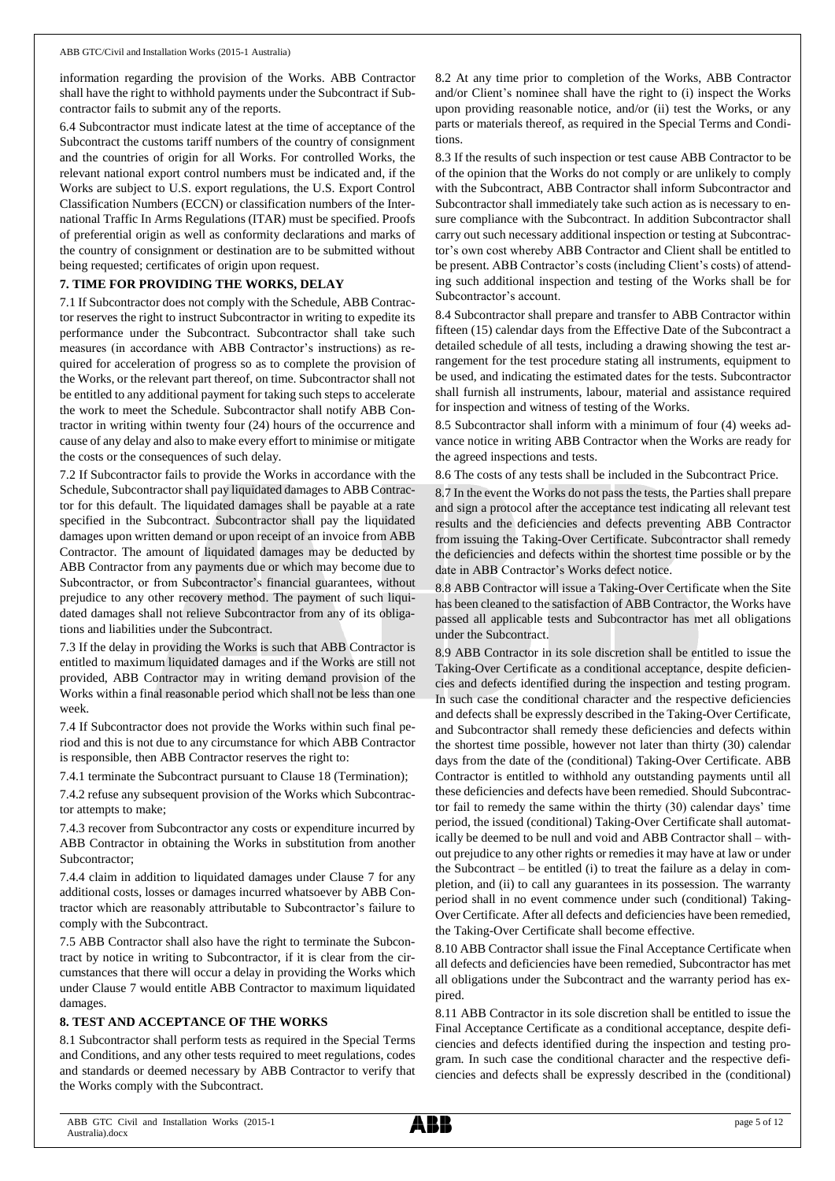information regarding the provision of the Works. ABB Contractor shall have the right to withhold payments under the Subcontract if Subcontractor fails to submit any of the reports.

6.4 Subcontractor must indicate latest at the time of acceptance of the Subcontract the customs tariff numbers of the country of consignment and the countries of origin for all Works. For controlled Works, the relevant national export control numbers must be indicated and, if the Works are subject to U.S. export regulations, the U.S. Export Control Classification Numbers (ECCN) or classification numbers of the International Traffic In Arms Regulations (ITAR) must be specified. Proofs of preferential origin as well as conformity declarations and marks of the country of consignment or destination are to be submitted without being requested; certificates of origin upon request.

## 7. TIME FOR PROVIDING THE WORKS, DELAY

7.1 If Subcontractor does not comply with the Schedule, ABB Contractor reserves the right to instruct Subcontractor in writing to expedite its performance under the Subcontract. Subcontractor shall take such measures (in accordance with ABB Contractor's instructions) as required for acceleration of progress so as to complete the provision of the Works, or the relevant part thereof, on time. Subcontractor shall not be entitled to any additional payment for taking such steps to accelerate the work to meet the Schedule. Subcontractor shall notify ABB Contractor in writing within twenty four (24) hours of the occurrence and cause of any delay and also to make every effort to minimise or mitigate the costs or the consequences of such delay.

7.2 If Subcontractor fails to provide the Works in accordance with the Schedule, Subcontractor shall pay liquidated damages to ABB Contractor for this default. The liquidated damages shall be payable at a rate specified in the Subcontract. Subcontractor shall pay the liquidated damages upon written demand or upon receipt of an invoice from ABB Contractor. The amount of liquidated damages may be deducted by ABB Contractor from any payments due or which may become due to Subcontractor, or from Subcontractor's financial guarantees, without prejudice to any other recovery method. The payment of such liquidated damages shall not relieve Subcontractor from any of its obligations and liabilities under the Subcontract.

7.3 If the delay in providing the Works is such that ABB Contractor is entitled to maximum liquidated damages and if the Works are still not provided, ABB Contractor may in writing demand provision of the Works within a final reasonable period which shall not be less than one week.

7.4 If Subcontractor does not provide the Works within such final period and this is not due to any circumstance for which ABB Contractor is responsible, then ABB Contractor reserves the right to:

7.4.1 terminate the Subcontract pursuant to Clause 18 (Termination);

7.4.2 refuse any subsequent provision of the Works which Subcontractor attempts to make;

7.4.3 recover from Subcontractor any costs or expenditure incurred by ABB Contractor in obtaining the Works in substitution from another Subcontractor;

7.4.4 claim in addition to liquidated damages under Clause 7 for any additional costs, losses or damages incurred whatsoever by ABB Contractor which are reasonably attributable to Subcontractor's failure to comply with the Subcontract.

7.5 ABB Contractor shall also have the right to terminate the Subcontract by notice in writing to Subcontractor, if it is clear from the circumstances that there will occur a delay in providing the Works which under Clause 7 would entitle ABB Contractor to maximum liquidated damages.

## 8. TEST AND ACCEPTANCE OF THE WORKS

8.1 Subcontractor shall perform tests as required in the Special Terms and Conditions, and any other tests required to meet regulations, codes and standards or deemed necessary by ABB Contractor to verify that the Works comply with the Subcontract.

8.2 At any time prior to completion of the Works, ABB Contractor and/or Client's nominee shall have the right to (i) inspect the Works upon providing reasonable notice, and/or (ii) test the Works, or any parts or materials thereof, as required in the Special Terms and Conditions.

8.3 If the results of such inspection or test cause ABB Contractor to be of the opinion that the Works do not comply or are unlikely to comply with the Subcontract, ABB Contractor shall inform Subcontractor and Subcontractor shall immediately take such action as is necessary to ensure compliance with the Subcontract. In addition Subcontractor shall carry out such necessary additional inspection or testing at Subcontractor's own cost whereby ABB Contractor and Client shall be entitled to be present. ABB Contractor's costs (including Client's costs) of attending such additional inspection and testing of the Works shall be for Subcontractor's account.

8.4 Subcontractor shall prepare and transfer to ABB Contractor within fifteen (15) calendar days from the Effective Date of the Subcontract a detailed schedule of all tests, including a drawing showing the test arrangement for the test procedure stating all instruments, equipment to be used, and indicating the estimated dates for the tests. Subcontractor shall furnish all instruments, labour, material and assistance required for inspection and witness of testing of the Works.

8.5 Subcontractor shall inform with a minimum of four (4) weeks advance notice in writing ABB Contractor when the Works are ready for the agreed inspections and tests.

8.6 The costs of any tests shall be included in the Subcontract Price.

8.7 In the event the Works do not pass the tests, the Parties shall prepare and sign a protocol after the acceptance test indicating all relevant test results and the deficiencies and defects preventing ABB Contractor from issuing the Taking-Over Certificate. Subcontractor shall remedy the deficiencies and defects within the shortest time possible or by the date in ABB Contractor's Works defect notice.

8.8 ABB Contractor will issue a Taking-Over Certificate when the Site has been cleaned to the satisfaction of ABB Contractor, the Works have passed all applicable tests and Subcontractor has met all obligations under the Subcontract.

8.9 ABB Contractor in its sole discretion shall be entitled to issue the Taking-Over Certificate as a conditional acceptance, despite deficiencies and defects identified during the inspection and testing program. In such case the conditional character and the respective deficiencies and defects shall be expressly described in the Taking-Over Certificate, and Subcontractor shall remedy these deficiencies and defects within the shortest time possible, however not later than thirty (30) calendar days from the date of the (conditional) Taking-Over Certificate. ABB Contractor is entitled to withhold any outstanding payments until all these deficiencies and defects have been remedied. Should Subcontractor fail to remedy the same within the thirty (30) calendar days' time period, the issued (conditional) Taking-Over Certificate shall automatically be deemed to be null and void and ABB Contractor shall – without prejudice to any other rights or remedies it may have at law or under the Subcontract – be entitled (i) to treat the failure as a delay in completion, and (ii) to call any guarantees in its possession. The warranty period shall in no event commence under such (conditional) Taking-Over Certificate. After all defects and deficiencies have been remedied, the Taking-Over Certificate shall become effective.

8.10 ABB Contractor shall issue the Final Acceptance Certificate when all defects and deficiencies have been remedied, Subcontractor has met all obligations under the Subcontract and the warranty period has expired.

8.11 ABB Contractor in its sole discretion shall be entitled to issue the Final Acceptance Certificate as a conditional acceptance, despite deficiencies and defects identified during the inspection and testing program. In such case the conditional character and the respective deficiencies and defects shall be expressly described in the (conditional)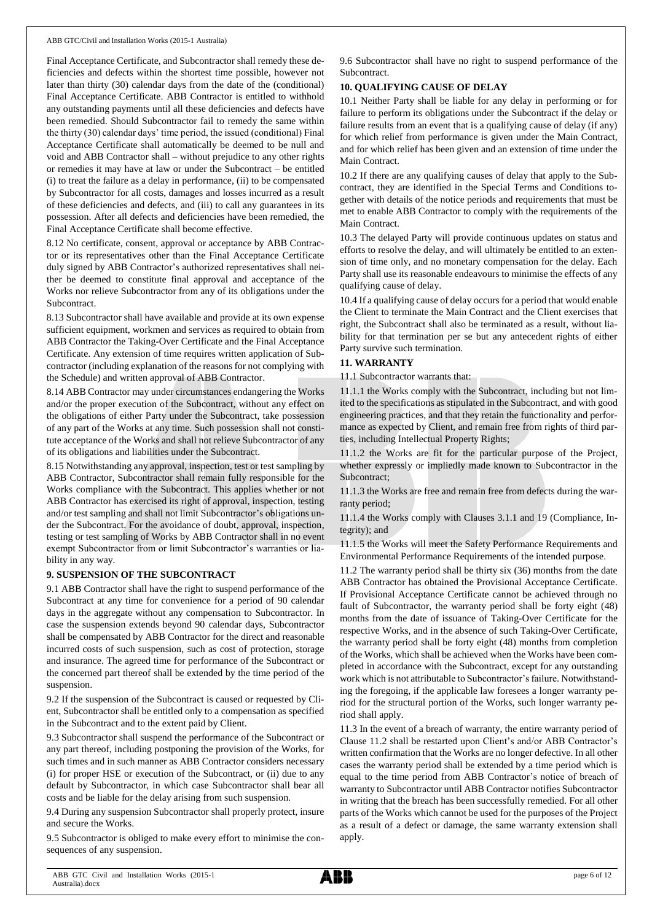Final Acceptance Certificate, and Subcontractor shall remedy these deficiencies and defects within the shortest time possible, however not later than thirty (30) calendar days from the date of the (conditional) Final Acceptance Certificate. ABB Contractor is entitled to withhold any outstanding payments until all these deficiencies and defects have been remedied. Should Subcontractor fail to remedy the same within the thirty (30) calendar days' time period, the issued (conditional) Final Acceptance Certificate shall automatically be deemed to be null and void and ABB Contractor shall – without prejudice to any other rights or remedies it may have at law or under the Subcontract – be entitled (i) to treat the failure as a delay in performance, (ii) to be compensated by Subcontractor for all costs, damages and losses incurred as a result of these deficiencies and defects, and (iii) to call any guarantees in its possession. After all defects and deficiencies have been remedied, the Final Acceptance Certificate shall become effective.

8.12 No certificate, consent, approval or acceptance by ABB Contractor or its representatives other than the Final Acceptance Certificate duly signed by ABB Contractor's authorized representatives shall neither be deemed to constitute final approval and acceptance of the Works nor relieve Subcontractor from any of its obligations under the Subcontract.

8.13 Subcontractor shall have available and provide at its own expense sufficient equipment, workmen and services as required to obtain from ABB Contractor the Taking-Over Certificate and the Final Acceptance Certificate. Any extension of time requires written application of Subcontractor (including explanation of the reasons for not complying with the Schedule) and written approval of ABB Contractor.

8.14 ABB Contractor may under circumstances endangering the Works and/or the proper execution of the Subcontract, without any effect on the obligations of either Party under the Subcontract, take possession of any part of the Works at any time. Such possession shall not constitute acceptance of the Works and shall not relieve Subcontractor of any of its obligations and liabilities under the Subcontract.

8.15 Notwithstanding any approval, inspection, test or test sampling by ABB Contractor, Subcontractor shall remain fully responsible for the Works compliance with the Subcontract. This applies whether or not ABB Contractor has exercised its right of approval, inspection, testing and/or test sampling and shall not limit Subcontractor's obligations under the Subcontract. For the avoidance of doubt, approval, inspection, testing or test sampling of Works by ABB Contractor shall in no event exempt Subcontractor from or limit Subcontractor's warranties or liability in any way.

## 9. SUSPENSION OF THE SUBCONTRACT

9.1 ABB Contractor shall have the right to suspend performance of the Subcontract at any time for convenience for a period of 90 calendar days in the aggregate without any compensation to Subcontractor. In case the suspension extends beyond 90 calendar days, Subcontractor shall be compensated by ABB Contractor for the direct and reasonable incurred costs of such suspension, such as cost of protection, storage and insurance. The agreed time for performance of the Subcontract or the concerned part thereof shall be extended by the time period of the suspension.

9.2 If the suspension of the Subcontract is caused or requested by Client, Subcontractor shall be entitled only to a compensation as specified in the Subcontract and to the extent paid by Client.

9.3 Subcontractor shall suspend the performance of the Subcontract or any part thereof, including postponing the provision of the Works, for such times and in such manner as ABB Contractor considers necessary (i) for proper HSE or execution of the Subcontract, or (ii) due to any default by Subcontractor, in which case Subcontractor shall bear all costs and be liable for the delay arising from such suspension.

9.4 During any suspension Subcontractor shall properly protect, insure and secure the Works.

9.5 Subcontractor is obliged to make every effort to minimise the consequences of any suspension.

9.6 Subcontractor shall have no right to suspend performance of the Subcontract.

## 10. QUALIFYING CAUSE OF DELAY

10.1 Neither Party shall be liable for any delay in performing or for failure to perform its obligations under the Subcontract if the delay or failure results from an event that is a qualifying cause of delay (if any) for which relief from performance is given under the Main Contract, and for which relief has been given and an extension of time under the Main Contract.

10.2 If there are any qualifying causes of delay that apply to the Subcontract, they are identified in the Special Terms and Conditions together with details of the notice periods and requirements that must be met to enable ABB Contractor to comply with the requirements of the Main Contract.

10.3 The delayed Party will provide continuous updates on status and efforts to resolve the delay, and will ultimately be entitled to an extension of time only, and no monetary compensation for the delay. Each Party shall use its reasonable endeavours to minimise the effects of any qualifying cause of delay.

10.4 If a qualifying cause of delay occurs for a period that would enable the Client to terminate the Main Contract and the Client exercises that right, the Subcontract shall also be terminated as a result, without liability for that termination per se but any antecedent rights of either Party survive such termination.

## 11. WARRANTY

11.1 Subcontractor warrants that:

11.1.1 the Works comply with the Subcontract, including but not limited to the specifications as stipulated in the Subcontract, and with good engineering practices, and that they retain the functionality and performance as expected by Client, and remain free from rights of third parties, including Intellectual Property Rights;

11.1.2 the Works are fit for the particular purpose of the Project, whether expressly or impliedly made known to Subcontractor in the Subcontract;

11.1.3 the Works are free and remain free from defects during the warranty period;

11.1.4 the Works comply with Clauses 3.1.1 and 19 (Compliance, Integrity); and

11.1.5 the Works will meet the Safety Performance Requirements and Environmental Performance Requirements of the intended purpose.

11.2 The warranty period shall be thirty six (36) months from the date ABB Contractor has obtained the Provisional Acceptance Certificate. If Provisional Acceptance Certificate cannot be achieved through no fault of Subcontractor, the warranty period shall be forty eight (48) months from the date of issuance of Taking-Over Certificate for the respective Works, and in the absence of such Taking-Over Certificate, the warranty period shall be forty eight (48) months from completion of the Works, which shall be achieved when the Works have been completed in accordance with the Subcontract, except for any outstanding work which is not attributable to Subcontractor's failure. Notwithstanding the foregoing, if the applicable law foresees a longer warranty period for the structural portion of the Works, such longer warranty period shall apply.

11.3 In the event of a breach of warranty, the entire warranty period of Clause 11.2 shall be restarted upon Client's and/or ABB Contractor's written confirmation that the Works are no longer defective. In all other cases the warranty period shall be extended by a time period which is equal to the time period from ABB Contractor's notice of breach of warranty to Subcontractor until ABB Contractor notifies Subcontractor in writing that the breach has been successfully remedied. For all other parts of the Works which cannot be used for the purposes of the Project as a result of a defect or damage, the same warranty extension shall apply.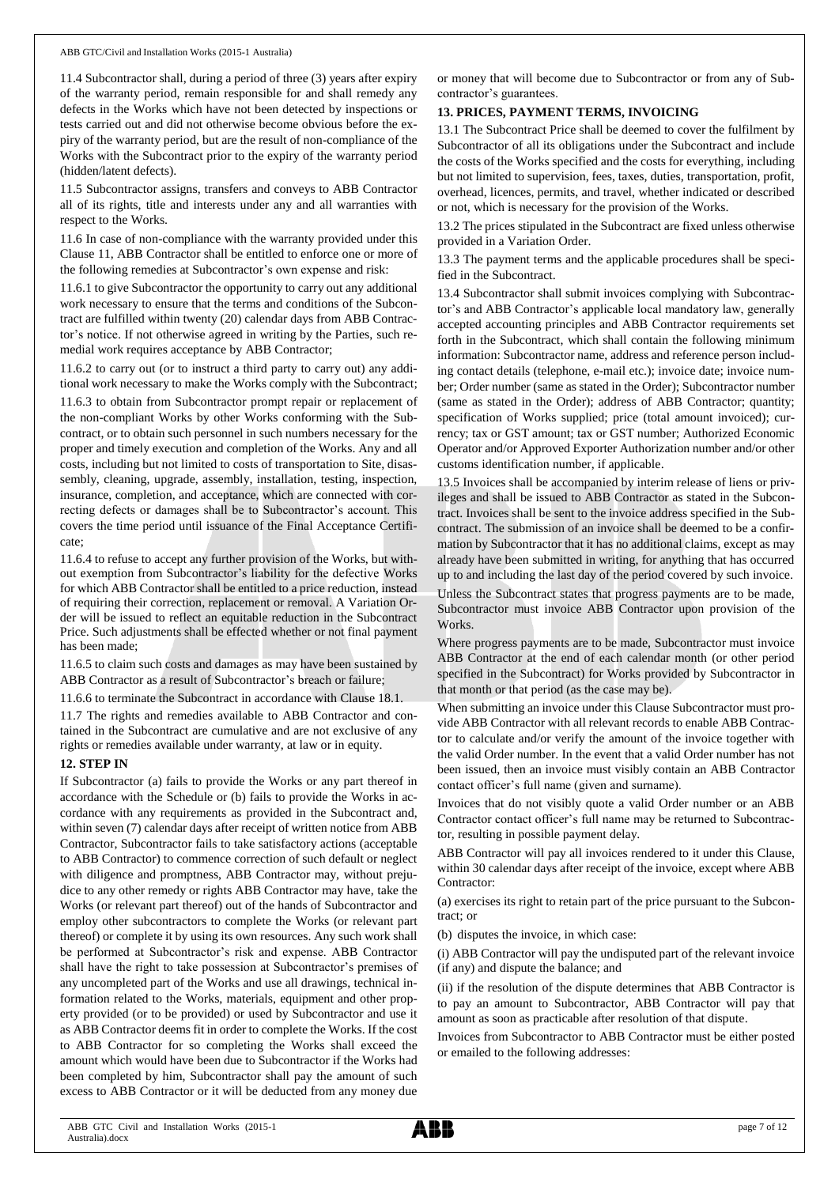11.4 Subcontractor shall, during a period of three (3) years after expiry of the warranty period, remain responsible for and shall remedy any defects in the Works which have not been detected by inspections or tests carried out and did not otherwise become obvious before the expiry of the warranty period, but are the result of non-compliance of the Works with the Subcontract prior to the expiry of the warranty period (hidden/latent defects).

11.5 Subcontractor assigns, transfers and conveys to ABB Contractor all of its rights, title and interests under any and all warranties with respect to the Works.

11.6 In case of non-compliance with the warranty provided under this Clause 11, ABB Contractor shall be entitled to enforce one or more of the following remedies at Subcontractor's own expense and risk:

11.6.1 to give Subcontractor the opportunity to carry out any additional work necessary to ensure that the terms and conditions of the Subcontract are fulfilled within twenty (20) calendar days from ABB Contractor's notice. If not otherwise agreed in writing by the Parties, such remedial work requires acceptance by ABB Contractor;

11.6.2 to carry out (or to instruct a third party to carry out) any additional work necessary to make the Works comply with the Subcontract;

11.6.3 to obtain from Subcontractor prompt repair or replacement of the non-compliant Works by other Works conforming with the Subcontract, or to obtain such personnel in such numbers necessary for the proper and timely execution and completion of the Works. Any and all costs, including but not limited to costs of transportation to Site, disassembly, cleaning, upgrade, assembly, installation, testing, inspection, insurance, completion, and acceptance, which are connected with correcting defects or damages shall be to Subcontractor's account. This covers the time period until issuance of the Final Acceptance Certificate;

11.6.4 to refuse to accept any further provision of the Works, but without exemption from Subcontractor's liability for the defective Works for which ABB Contractor shall be entitled to a price reduction, instead of requiring their correction, replacement or removal. A Variation Order will be issued to reflect an equitable reduction in the Subcontract Price. Such adjustments shall be effected whether or not final payment has been made;

11.6.5 to claim such costs and damages as may have been sustained by ABB Contractor as a result of Subcontractor's breach or failure;

11.6.6 to terminate the Subcontract in accordance with Clause 18.1.

11.7 The rights and remedies available to ABB Contractor and contained in the Subcontract are cumulative and are not exclusive of any rights or remedies available under warranty, at law or in equity.

## 12. STEP IN

If Subcontractor (a) fails to provide the Works or any part thereof in accordance with the Schedule or (b) fails to provide the Works in accordance with any requirements as provided in the Subcontract and, within seven (7) calendar days after receipt of written notice from ABB Contractor, Subcontractor fails to take satisfactory actions (acceptable to ABB Contractor) to commence correction of such default or neglect with diligence and promptness, ABB Contractor may, without prejudice to any other remedy or rights ABB Contractor may have, take the Works (or relevant part thereof) out of the hands of Subcontractor and employ other subcontractors to complete the Works (or relevant part thereof) or complete it by using its own resources. Any such work shall be performed at Subcontractor's risk and expense. ABB Contractor shall have the right to take possession at Subcontractor's premises of any uncompleted part of the Works and use all drawings, technical information related to the Works, materials, equipment and other property provided (or to be provided) or used by Subcontractor and use it as ABB Contractor deems fit in order to complete the Works. If the cost to ABB Contractor for so completing the Works shall exceed the amount which would have been due to Subcontractor if the Works had been completed by him, Subcontractor shall pay the amount of such excess to ABB Contractor or it will be deducted from any money due or money that will become due to Subcontractor or from any of Subcontractor's guarantees.

## 13. PRICES, PAYMENT TERMS, INVOICING

13.1 The Subcontract Price shall be deemed to cover the fulfilment by Subcontractor of all its obligations under the Subcontract and include the costs of the Works specified and the costs for everything, including but not limited to supervision, fees, taxes, duties, transportation, profit, overhead, licences, permits, and travel, whether indicated or described or not, which is necessary for the provision of the Works.

13.2 The prices stipulated in the Subcontract are fixed unless otherwise provided in a Variation Order.

13.3 The payment terms and the applicable procedures shall be specified in the Subcontract.

13.4 Subcontractor shall submit invoices complying with Subcontractor's and ABB Contractor's applicable local mandatory law, generally accepted accounting principles and ABB Contractor requirements set forth in the Subcontract, which shall contain the following minimum information: Subcontractor name, address and reference person including contact details (telephone, e-mail etc.); invoice date; invoice number; Order number (same as stated in the Order); Subcontractor number (same as stated in the Order); address of ABB Contractor; quantity; specification of Works supplied; price (total amount invoiced); currency; tax or GST amount; tax or GST number; Authorized Economic Operator and/or Approved Exporter Authorization number and/or other customs identification number, if applicable.

13.5 Invoices shall be accompanied by interim release of liens or privileges and shall be issued to ABB Contractor as stated in the Subcontract. Invoices shall be sent to the invoice address specified in the Subcontract. The submission of an invoice shall be deemed to be a confirmation by Subcontractor that it has no additional claims, except as may already have been submitted in writing, for anything that has occurred up to and including the last day of the period covered by such invoice.

Unless the Subcontract states that progress payments are to be made, Subcontractor must invoice ABB Contractor upon provision of the Works.

Where progress payments are to be made, Subcontractor must invoice ABB Contractor at the end of each calendar month (or other period specified in the Subcontract) for Works provided by Subcontractor in that month or that period (as the case may be).

When submitting an invoice under this Clause Subcontractor must provide ABB Contractor with all relevant records to enable ABB Contractor to calculate and/or verify the amount of the invoice together with the valid Order number. In the event that a valid Order number has not been issued, then an invoice must visibly contain an ABB Contractor contact officer's full name (given and surname).

Invoices that do not visibly quote a valid Order number or an ABB Contractor contact officer's full name may be returned to Subcontractor, resulting in possible payment delay.

ABB Contractor will pay all invoices rendered to it under this Clause, within 30 calendar days after receipt of the invoice, except where ABB Contractor:

(a) exercises its right to retain part of the price pursuant to the Subcontract; or

(b) disputes the invoice, in which case:

(i) ABB Contractor will pay the undisputed part of the relevant invoice (if any) and dispute the balance; and

(ii) if the resolution of the dispute determines that ABB Contractor is to pay an amount to Subcontractor, ABB Contractor will pay that amount as soon as practicable after resolution of that dispute.

Invoices from Subcontractor to ABB Contractor must be either posted or emailed to the following addresses: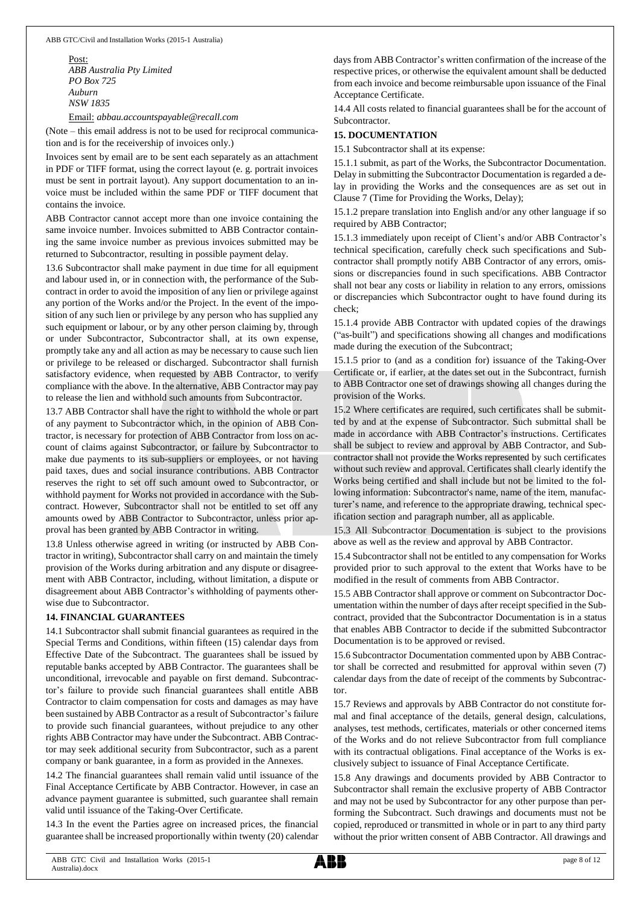Post:
*ABB Australia Pty Limited*
*PO Box 725*
*Auburn*
*NSW 1835*

Email: *abbau.accountspayable@recall.com*

(Note – this email address is not to be used for reciprocal communication and is for the receivership of invoices only.)

Invoices sent by email are to be sent each separately as an attachment in PDF or TIFF format, using the correct layout (e. g. portrait invoices must be sent in portrait layout). Any support documentation to an invoice must be included within the same PDF or TIFF document that contains the invoice.

ABB Contractor cannot accept more than one invoice containing the same invoice number. Invoices submitted to ABB Contractor containing the same invoice number as previous invoices submitted may be returned to Subcontractor, resulting in possible payment delay.

13.6 Subcontractor shall make payment in due time for all equipment and labour used in, or in connection with, the performance of the Subcontract in order to avoid the imposition of any lien or privilege against any portion of the Works and/or the Project. In the event of the imposition of any such lien or privilege by any person who has supplied any such equipment or labour, or by any other person claiming by, through or under Subcontractor, Subcontractor shall, at its own expense, promptly take any and all action as may be necessary to cause such lien or privilege to be released or discharged. Subcontractor shall furnish satisfactory evidence, when requested by ABB Contractor, to verify compliance with the above. In the alternative, ABB Contractor may pay to release the lien and withhold such amounts from Subcontractor.

13.7 ABB Contractor shall have the right to withhold the whole or part of any payment to Subcontractor which, in the opinion of ABB Contractor, is necessary for protection of ABB Contractor from loss on account of claims against Subcontractor, or failure by Subcontractor to make due payments to its sub-suppliers or employees, or not having paid taxes, dues and social insurance contributions. ABB Contractor reserves the right to set off such amount owed to Subcontractor, or withhold payment for Works not provided in accordance with the Subcontract. However, Subcontractor shall not be entitled to set off any amounts owed by ABB Contractor to Subcontractor, unless prior approval has been granted by ABB Contractor in writing.

13.8 Unless otherwise agreed in writing (or instructed by ABB Contractor in writing), Subcontractor shall carry on and maintain the timely provision of the Works during arbitration and any dispute or disagreement with ABB Contractor, including, without limitation, a dispute or disagreement about ABB Contractor's withholding of payments otherwise due to Subcontractor.

## 14. FINANCIAL GUARANTEES

14.1 Subcontractor shall submit financial guarantees as required in the Special Terms and Conditions, within fifteen (15) calendar days from Effective Date of the Subcontract. The guarantees shall be issued by reputable banks accepted by ABB Contractor. The guarantees shall be unconditional, irrevocable and payable on first demand. Subcontractor's failure to provide such financial guarantees shall entitle ABB Contractor to claim compensation for costs and damages as may have been sustained by ABB Contractor as a result of Subcontractor's failure to provide such financial guarantees, without prejudice to any other rights ABB Contractor may have under the Subcontract. ABB Contractor may seek additional security from Subcontractor, such as a parent company or bank guarantee, in a form as provided in the Annexes.

14.2 The financial guarantees shall remain valid until issuance of the Final Acceptance Certificate by ABB Contractor. However, in case an advance payment guarantee is submitted, such guarantee shall remain valid until issuance of the Taking-Over Certificate.

14.3 In the event the Parties agree on increased prices, the financial guarantee shall be increased proportionally within twenty (20) calendar days from ABB Contractor's written confirmation of the increase of the respective prices, or otherwise the equivalent amount shall be deducted from each invoice and become reimbursable upon issuance of the Final Acceptance Certificate.

14.4 All costs related to financial guarantees shall be for the account of Subcontractor.

## 15. DOCUMENTATION

15.1 Subcontractor shall at its expense:

15.1.1 submit, as part of the Works, the Subcontractor Documentation. Delay in submitting the Subcontractor Documentation is regarded a delay in providing the Works and the consequences are as set out in Clause 7 (Time for Providing the Works, Delay);

15.1.2 prepare translation into English and/or any other language if so required by ABB Contractor;

15.1.3 immediately upon receipt of Client's and/or ABB Contractor's technical specification, carefully check such specifications and Subcontractor shall promptly notify ABB Contractor of any errors, omissions or discrepancies found in such specifications. ABB Contractor shall not bear any costs or liability in relation to any errors, omissions or discrepancies which Subcontractor ought to have found during its check;

15.1.4 provide ABB Contractor with updated copies of the drawings ("as-built") and specifications showing all changes and modifications made during the execution of the Subcontract;

15.1.5 prior to (and as a condition for) issuance of the Taking-Over Certificate or, if earlier, at the dates set out in the Subcontract, furnish to ABB Contractor one set of drawings showing all changes during the provision of the Works.

15.2 Where certificates are required, such certificates shall be submitted by and at the expense of Subcontractor. Such submittal shall be made in accordance with ABB Contractor's instructions. Certificates shall be subject to review and approval by ABB Contractor, and Subcontractor shall not provide the Works represented by such certificates without such review and approval. Certificates shall clearly identify the Works being certified and shall include but not be limited to the following information: Subcontractor's name, name of the item, manufacturer's name, and reference to the appropriate drawing, technical specification section and paragraph number, all as applicable.

15.3 All Subcontractor Documentation is subject to the provisions above as well as the review and approval by ABB Contractor.

15.4 Subcontractor shall not be entitled to any compensation for Works provided prior to such approval to the extent that Works have to be modified in the result of comments from ABB Contractor.

15.5 ABB Contractor shall approve or comment on Subcontractor Documentation within the number of days after receipt specified in the Subcontract, provided that the Subcontractor Documentation is in a status that enables ABB Contractor to decide if the submitted Subcontractor Documentation is to be approved or revised.

15.6 Subcontractor Documentation commented upon by ABB Contractor shall be corrected and resubmitted for approval within seven (7) calendar days from the date of receipt of the comments by Subcontractor.

15.7 Reviews and approvals by ABB Contractor do not constitute formal and final acceptance of the details, general design, calculations, analyses, test methods, certificates, materials or other concerned items of the Works and do not relieve Subcontractor from full compliance with its contractual obligations. Final acceptance of the Works is exclusively subject to issuance of Final Acceptance Certificate.

15.8 Any drawings and documents provided by ABB Contractor to Subcontractor shall remain the exclusive property of ABB Contractor and may not be used by Subcontractor for any other purpose than performing the Subcontract. Such drawings and documents must not be copied, reproduced or transmitted in whole or in part to any third party without the prior written consent of ABB Contractor. All drawings and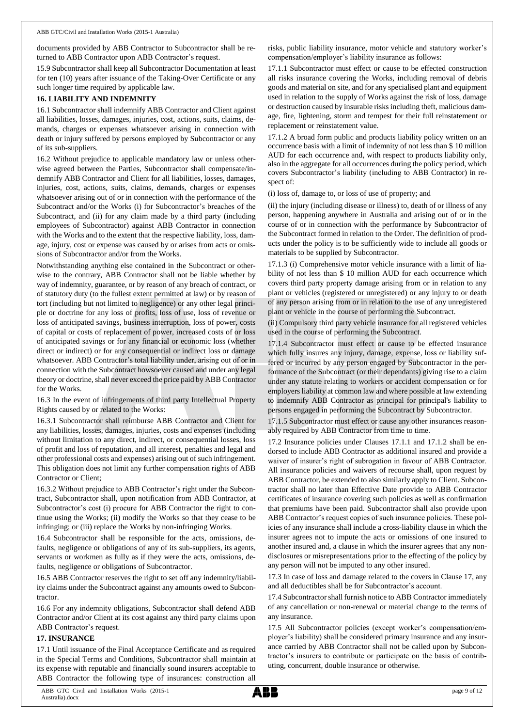documents provided by ABB Contractor to Subcontractor shall be returned to ABB Contractor upon ABB Contractor's request.

15.9 Subcontractor shall keep all Subcontractor Documentation at least for ten (10) years after issuance of the Taking-Over Certificate or any such longer time required by applicable law.

## 16. LIABILITY AND INDEMNITY

16.1 Subcontractor shall indemnify ABB Contractor and Client against all liabilities, losses, damages, injuries, cost, actions, suits, claims, demands, charges or expenses whatsoever arising in connection with death or injury suffered by persons employed by Subcontractor or any of its sub-suppliers.

16.2 Without prejudice to applicable mandatory law or unless otherwise agreed between the Parties, Subcontractor shall compensate/indemnify ABB Contractor and Client for all liabilities, losses, damages, injuries, cost, actions, suits, claims, demands, charges or expenses whatsoever arising out of or in connection with the performance of the Subcontract and/or the Works (i) for Subcontractor's breaches of the Subcontract, and (ii) for any claim made by a third party (including employees of Subcontractor) against ABB Contractor in connection with the Works and to the extent that the respective liability, loss, damage, injury, cost or expense was caused by or arises from acts or omissions of Subcontractor and/or from the Works.

Notwithstanding anything else contained in the Subcontract or otherwise to the contrary, ABB Contractor shall not be liable whether by way of indemnity, guarantee, or by reason of any breach of contract, or of statutory duty (to the fullest extent permitted at law) or by reason of tort (including but not limited to negligence) or any other legal principle or doctrine for any loss of profits, loss of use, loss of revenue or loss of anticipated savings, business interruption, loss of power, costs of capital or costs of replacement of power, increased costs of or loss of anticipated savings or for any financial or economic loss (whether direct or indirect) or for any consequential or indirect loss or damage whatsoever. ABB Contractor's total liability under, arising out of or in connection with the Subcontract howsoever caused and under any legal theory or doctrine, shall never exceed the price paid by ABB Contractor for the Works.

16.3 In the event of infringements of third party Intellectual Property Rights caused by or related to the Works:

16.3.1 Subcontractor shall reimburse ABB Contractor and Client for any liabilities, losses, damages, injuries, costs and expenses (including without limitation to any direct, indirect, or consequential losses, loss of profit and loss of reputation, and all interest, penalties and legal and other professional costs and expenses) arising out of such infringement. This obligation does not limit any further compensation rights of ABB Contractor or Client;

16.3.2 Without prejudice to ABB Contractor's right under the Subcontract, Subcontractor shall, upon notification from ABB Contractor, at Subcontractor's cost (i) procure for ABB Contractor the right to continue using the Works; (ii) modify the Works so that they cease to be infringing; or (iii) replace the Works by non-infringing Works.

16.4 Subcontractor shall be responsible for the acts, omissions, defaults, negligence or obligations of any of its sub-suppliers, its agents, servants or workmen as fully as if they were the acts, omissions, defaults, negligence or obligations of Subcontractor.

16.5 ABB Contractor reserves the right to set off any indemnity/liability claims under the Subcontract against any amounts owed to Subcontractor.

16.6 For any indemnity obligations, Subcontractor shall defend ABB Contractor and/or Client at its cost against any third party claims upon ABB Contractor's request.

## 17. INSURANCE

17.1 Until issuance of the Final Acceptance Certificate and as required in the Special Terms and Conditions, Subcontractor shall maintain at its expense with reputable and financially sound insurers acceptable to ABB Contractor the following type of insurances: construction all risks insurance, public liability insurance, motor vehicle and statutory worker's compensation/employer's liability insurance as follows:

17.1.1 Subcontractor must effect or cause to be effected construction all risks insurance covering the Works, including removal of debris goods and material on site, and for any specialised plant and equipment used in relation to the supply of Works against the risk of loss, damage or destruction caused by insurable risks including theft, malicious damage, fire, lightening, storm and tempest for their full reinstatement or replacement or reinstatement value.

17.1.2 A broad form public and products liability policy written on an occurrence basis with a limit of indemnity of not less than \$ 10 million AUD for each occurrence and, with respect to products liability only, also in the aggregate for all occurrences during the policy period, which covers Subcontractor's liability (including to ABB Contractor) in respect of:

(i) loss of, damage to, or loss of use of property; and

(ii) the injury (including disease or illness) to, death of or illness of any person, happening anywhere in Australia and arising out of or in the course of or in connection with the performance by Subcontractor of the Subcontract formed in relation to the Order. The definition of products under the policy is to be sufficiently wide to include all goods or materials to be supplied by Subcontractor.

17.1.3 (i) Comprehensive motor vehicle insurance with a limit of liability of not less than \$ 10 million AUD for each occurrence which covers third party property damage arising from or in relation to any plant or vehicles (registered or unregistered) or any injury to or death of any person arising from or in relation to the use of any unregistered plant or vehicle in the course of performing the Subcontract.

(ii) Compulsory third party vehicle insurance for all registered vehicles used in the course of performing the Subcontract.

17.1.4 Subcontractor must effect or cause to be effected insurance which fully insures any injury, damage, expense, loss or liability suffered or incurred by any person engaged by Subcontractor in the performance of the Subcontract (or their dependants) giving rise to a claim under any statute relating to workers or accident compensation or for employers liability at common law and where possible at law extending to indemnify ABB Contractor as principal for principal's liability to persons engaged in performing the Subcontract by Subcontractor.

17.1.5 Subcontractor must effect or cause any other insurances reasonably required by ABB Contractor from time to time.

17.2 Insurance policies under Clauses 17.1.1 and 17.1.2 shall be endorsed to include ABB Contractor as additional insured and provide a waiver of insurer's right of subrogation in favour of ABB Contractor. All insurance policies and waivers of recourse shall, upon request by ABB Contractor, be extended to also similarly apply to Client. Subcontractor shall no later than Effective Date provide to ABB Contractor certificates of insurance covering such policies as well as confirmation that premiums have been paid. Subcontractor shall also provide upon ABB Contractor's request copies of such insurance policies. These policies of any insurance shall include a cross-liability clause in which the insurer agrees not to impute the acts or omissions of one insured to another insured and, a clause in which the insurer agrees that any nondisclosures or misrepresentations prior to the effecting of the policy by any person will not be imputed to any other insured.

17.3 In case of loss and damage related to the covers in Clause 17, any and all deductibles shall be for Subcontractor's account.

17.4 Subcontractor shall furnish notice to ABB Contractor immediately of any cancellation or non-renewal or material change to the terms of any insurance.

17.5 All Subcontractor policies (except worker's compensation/employer's liability) shall be considered primary insurance and any insurance carried by ABB Contractor shall not be called upon by Subcontractor's insurers to contribute or participate on the basis of contributing, concurrent, double insurance or otherwise.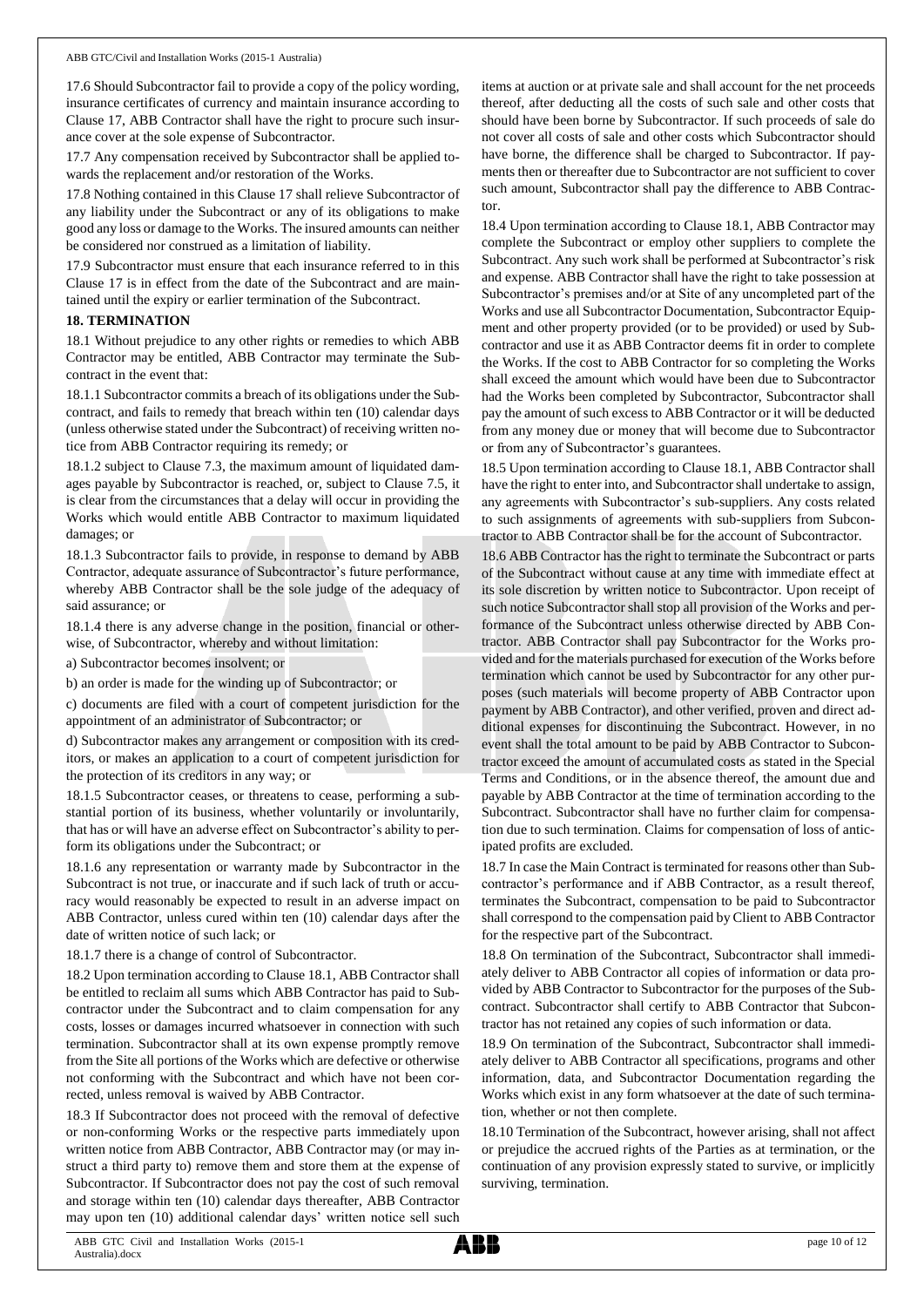17.6 Should Subcontractor fail to provide a copy of the policy wording, insurance certificates of currency and maintain insurance according to Clause 17, ABB Contractor shall have the right to procure such insurance cover at the sole expense of Subcontractor.

17.7 Any compensation received by Subcontractor shall be applied towards the replacement and/or restoration of the Works.

17.8 Nothing contained in this Clause 17 shall relieve Subcontractor of any liability under the Subcontract or any of its obligations to make good any loss or damage to the Works. The insured amounts can neither be considered nor construed as a limitation of liability.

17.9 Subcontractor must ensure that each insurance referred to in this Clause 17 is in effect from the date of the Subcontract and are maintained until the expiry or earlier termination of the Subcontract.

**18. TERMINATION**

18.1 Without prejudice to any other rights or remedies to which ABB Contractor may be entitled, ABB Contractor may terminate the Subcontract in the event that:

18.1.1 Subcontractor commits a breach of its obligations under the Subcontract, and fails to remedy that breach within ten (10) calendar days (unless otherwise stated under the Subcontract) of receiving written notice from ABB Contractor requiring its remedy; or

18.1.2 subject to Clause 7.3, the maximum amount of liquidated damages payable by Subcontractor is reached, or, subject to Clause 7.5, it is clear from the circumstances that a delay will occur in providing the Works which would entitle ABB Contractor to maximum liquidated damages; or

18.1.3 Subcontractor fails to provide, in response to demand by ABB Contractor, adequate assurance of Subcontractor's future performance, whereby ABB Contractor shall be the sole judge of the adequacy of said assurance; or

18.1.4 there is any adverse change in the position, financial or otherwise, of Subcontractor, whereby and without limitation:

a) Subcontractor becomes insolvent; or

b) an order is made for the winding up of Subcontractor; or

c) documents are filed with a court of competent jurisdiction for the appointment of an administrator of Subcontractor; or

d) Subcontractor makes any arrangement or composition with its creditors, or makes an application to a court of competent jurisdiction for the protection of its creditors in any way; or

18.1.5 Subcontractor ceases, or threatens to cease, performing a substantial portion of its business, whether voluntarily or involuntarily, that has or will have an adverse effect on Subcontractor's ability to perform its obligations under the Subcontract; or

18.1.6 any representation or warranty made by Subcontractor in the Subcontract is not true, or inaccurate and if such lack of truth or accuracy would reasonably be expected to result in an adverse impact on ABB Contractor, unless cured within ten (10) calendar days after the date of written notice of such lack; or

18.1.7 there is a change of control of Subcontractor.

18.2 Upon termination according to Clause 18.1, ABB Contractor shall be entitled to reclaim all sums which ABB Contractor has paid to Subcontractor under the Subcontract and to claim compensation for any costs, losses or damages incurred whatsoever in connection with such termination. Subcontractor shall at its own expense promptly remove from the Site all portions of the Works which are defective or otherwise not conforming with the Subcontract and which have not been corrected, unless removal is waived by ABB Contractor.

18.3 If Subcontractor does not proceed with the removal of defective or non-conforming Works or the respective parts immediately upon written notice from ABB Contractor, ABB Contractor may (or may instruct a third party to) remove them and store them at the expense of Subcontractor. If Subcontractor does not pay the cost of such removal and storage within ten (10) calendar days thereafter, ABB Contractor may upon ten (10) additional calendar days' written notice sell such items at auction or at private sale and shall account for the net proceeds thereof, after deducting all the costs of such sale and other costs that should have been borne by Subcontractor. If such proceeds of sale do not cover all costs of sale and other costs which Subcontractor should have borne, the difference shall be charged to Subcontractor. If payments then or thereafter due to Subcontractor are not sufficient to cover such amount, Subcontractor shall pay the difference to ABB Contractor.

18.4 Upon termination according to Clause 18.1, ABB Contractor may complete the Subcontract or employ other suppliers to complete the Subcontract. Any such work shall be performed at Subcontractor's risk and expense. ABB Contractor shall have the right to take possession at Subcontractor's premises and/or at Site of any uncompleted part of the Works and use all Subcontractor Documentation, Subcontractor Equipment and other property provided (or to be provided) or used by Subcontractor and use it as ABB Contractor deems fit in order to complete the Works. If the cost to ABB Contractor for so completing the Works shall exceed the amount which would have been due to Subcontractor had the Works been completed by Subcontractor, Subcontractor shall pay the amount of such excess to ABB Contractor or it will be deducted from any money due or money that will become due to Subcontractor or from any of Subcontractor's guarantees.

18.5 Upon termination according to Clause 18.1, ABB Contractor shall have the right to enter into, and Subcontractor shall undertake to assign, any agreements with Subcontractor's sub-suppliers. Any costs related to such assignments of agreements with sub-suppliers from Subcontractor to ABB Contractor shall be for the account of Subcontractor.

18.6 ABB Contractor has the right to terminate the Subcontract or parts of the Subcontract without cause at any time with immediate effect at its sole discretion by written notice to Subcontractor. Upon receipt of such notice Subcontractor shall stop all provision of the Works and performance of the Subcontract unless otherwise directed by ABB Contractor. ABB Contractor shall pay Subcontractor for the Works provided and for the materials purchased for execution of the Works before termination which cannot be used by Subcontractor for any other purposes (such materials will become property of ABB Contractor upon payment by ABB Contractor), and other verified, proven and direct additional expenses for discontinuing the Subcontract. However, in no event shall the total amount to be paid by ABB Contractor to Subcontractor exceed the amount of accumulated costs as stated in the Special Terms and Conditions, or in the absence thereof, the amount due and payable by ABB Contractor at the time of termination according to the Subcontract. Subcontractor shall have no further claim for compensation due to such termination. Claims for compensation of loss of anticipated profits are excluded.

18.7 In case the Main Contract is terminated for reasons other than Subcontractor's performance and if ABB Contractor, as a result thereof, terminates the Subcontract, compensation to be paid to Subcontractor shall correspond to the compensation paid by Client to ABB Contractor for the respective part of the Subcontract.

18.8 On termination of the Subcontract, Subcontractor shall immediately deliver to ABB Contractor all copies of information or data provided by ABB Contractor to Subcontractor for the purposes of the Subcontract. Subcontractor shall certify to ABB Contractor that Subcontractor has not retained any copies of such information or data.

18.9 On termination of the Subcontract, Subcontractor shall immediately deliver to ABB Contractor all specifications, programs and other information, data, and Subcontractor Documentation regarding the Works which exist in any form whatsoever at the date of such termination, whether or not then complete.

18.10 Termination of the Subcontract, however arising, shall not affect or prejudice the accrued rights of the Parties as at termination, or the continuation of any provision expressly stated to survive, or implicitly surviving, termination.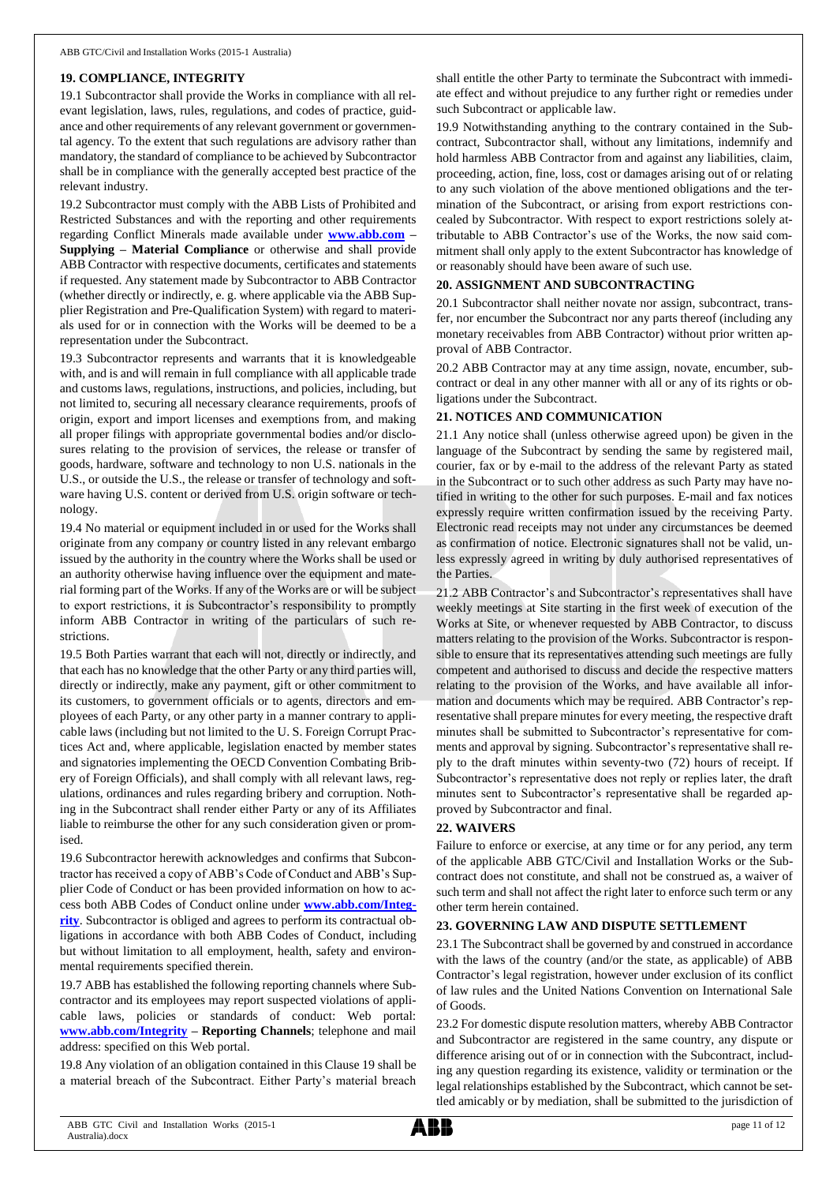## 19. COMPLIANCE, INTEGRITY

19.1 Subcontractor shall provide the Works in compliance with all relevant legislation, laws, rules, regulations, and codes of practice, guidance and other requirements of any relevant government or governmental agency. To the extent that such regulations are advisory rather than mandatory, the standard of compliance to be achieved by Subcontractor shall be in compliance with the generally accepted best practice of the relevant industry.

19.2 Subcontractor must comply with the ABB Lists of Prohibited and Restricted Substances and with the reporting and other requirements regarding Conflict Minerals made available under **www.abb.com – Supplying – Material Compliance** or otherwise and shall provide ABB Contractor with respective documents, certificates and statements if requested. Any statement made by Subcontractor to ABB Contractor (whether directly or indirectly, e. g. where applicable via the ABB Supplier Registration and Pre-Qualification System) with regard to materials used for or in connection with the Works will be deemed to be a representation under the Subcontract.

19.3 Subcontractor represents and warrants that it is knowledgeable with, and is and will remain in full compliance with all applicable trade and customs laws, regulations, instructions, and policies, including, but not limited to, securing all necessary clearance requirements, proofs of origin, export and import licenses and exemptions from, and making all proper filings with appropriate governmental bodies and/or disclosures relating to the provision of services, the release or transfer of goods, hardware, software and technology to non U.S. nationals in the U.S., or outside the U.S., the release or transfer of technology and software having U.S. content or derived from U.S. origin software or technology.

19.4 No material or equipment included in or used for the Works shall originate from any company or country listed in any relevant embargo issued by the authority in the country where the Works shall be used or an authority otherwise having influence over the equipment and material forming part of the Works. If any of the Works are or will be subject to export restrictions, it is Subcontractor's responsibility to promptly inform ABB Contractor in writing of the particulars of such restrictions.

19.5 Both Parties warrant that each will not, directly or indirectly, and that each has no knowledge that the other Party or any third parties will, directly or indirectly, make any payment, gift or other commitment to its customers, to government officials or to agents, directors and employees of each Party, or any other party in a manner contrary to applicable laws (including but not limited to the U. S. Foreign Corrupt Practices Act and, where applicable, legislation enacted by member states and signatories implementing the OECD Convention Combating Bribery of Foreign Officials), and shall comply with all relevant laws, regulations, ordinances and rules regarding bribery and corruption. Nothing in the Subcontract shall render either Party or any of its Affiliates liable to reimburse the other for any such consideration given or promised.

19.6 Subcontractor herewith acknowledges and confirms that Subcontractor has received a copy of ABB's Code of Conduct and ABB's Supplier Code of Conduct or has been provided information on how to access both ABB Codes of Conduct online under **www.abb.com/Integrity**. Subcontractor is obliged and agrees to perform its contractual obligations in accordance with both ABB Codes of Conduct, including but without limitation to all employment, health, safety and environmental requirements specified therein.

19.7 ABB has established the following reporting channels where Subcontractor and its employees may report suspected violations of applicable laws, policies or standards of conduct: Web portal: **www.abb.com/Integrity – Reporting Channels**; telephone and mail address: specified on this Web portal.

19.8 Any violation of an obligation contained in this Clause 19 shall be a material breach of the Subcontract. Either Party's material breach shall entitle the other Party to terminate the Subcontract with immediate effect and without prejudice to any further right or remedies under such Subcontract or applicable law.

19.9 Notwithstanding anything to the contrary contained in the Subcontract, Subcontractor shall, without any limitations, indemnify and hold harmless ABB Contractor from and against any liabilities, claim, proceeding, action, fine, loss, cost or damages arising out of or relating to any such violation of the above mentioned obligations and the termination of the Subcontract, or arising from export restrictions concealed by Subcontractor. With respect to export restrictions solely attributable to ABB Contractor's use of the Works, the now said commitment shall only apply to the extent Subcontractor has knowledge of or reasonably should have been aware of such use.

## 20. ASSIGNMENT AND SUBCONTRACTING

20.1 Subcontractor shall neither novate nor assign, subcontract, transfer, nor encumber the Subcontract nor any parts thereof (including any monetary receivables from ABB Contractor) without prior written approval of ABB Contractor.

20.2 ABB Contractor may at any time assign, novate, encumber, subcontract or deal in any other manner with all or any of its rights or obligations under the Subcontract.

## 21. NOTICES AND COMMUNICATION

21.1 Any notice shall (unless otherwise agreed upon) be given in the language of the Subcontract by sending the same by registered mail, courier, fax or by e-mail to the address of the relevant Party as stated in the Subcontract or to such other address as such Party may have notified in writing to the other for such purposes. E-mail and fax notices expressly require written confirmation issued by the receiving Party. Electronic read receipts may not under any circumstances be deemed as confirmation of notice. Electronic signatures shall not be valid, unless expressly agreed in writing by duly authorised representatives of the Parties.

21.2 ABB Contractor's and Subcontractor's representatives shall have weekly meetings at Site starting in the first week of execution of the Works at Site, or whenever requested by ABB Contractor, to discuss matters relating to the provision of the Works. Subcontractor is responsible to ensure that its representatives attending such meetings are fully competent and authorised to discuss and decide the respective matters relating to the provision of the Works, and have available all information and documents which may be required. ABB Contractor's representative shall prepare minutes for every meeting, the respective draft minutes shall be submitted to Subcontractor's representative for comments and approval by signing. Subcontractor's representative shall reply to the draft minutes within seventy-two (72) hours of receipt. If Subcontractor's representative does not reply or replies later, the draft minutes sent to Subcontractor's representative shall be regarded approved by Subcontractor and final.

## 22. WAIVERS

Failure to enforce or exercise, at any time or for any period, any term of the applicable ABB GTC/Civil and Installation Works or the Subcontract does not constitute, and shall not be construed as, a waiver of such term and shall not affect the right later to enforce such term or any other term herein contained.

## 23. GOVERNING LAW AND DISPUTE SETTLEMENT

23.1 The Subcontract shall be governed by and construed in accordance with the laws of the country (and/or the state, as applicable) of ABB Contractor's legal registration, however under exclusion of its conflict of law rules and the United Nations Convention on International Sale of Goods.

23.2 For domestic dispute resolution matters, whereby ABB Contractor and Subcontractor are registered in the same country, any dispute or difference arising out of or in connection with the Subcontract, including any question regarding its existence, validity or termination or the legal relationships established by the Subcontract, which cannot be settled amicably or by mediation, shall be submitted to the jurisdiction of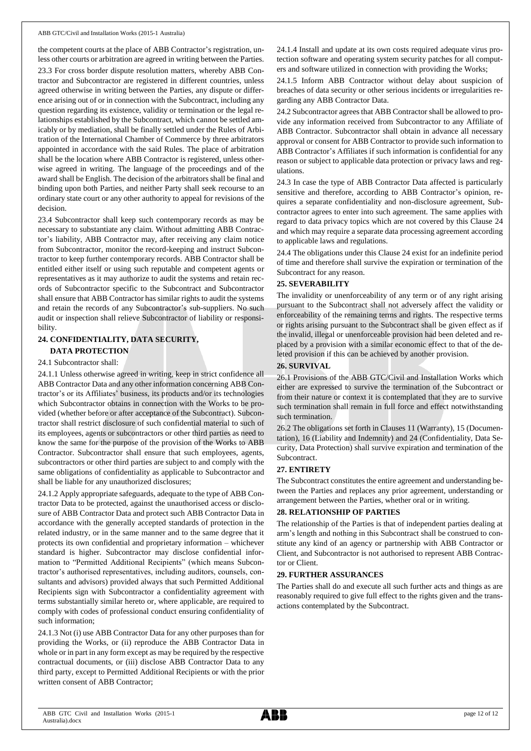the competent courts at the place of ABB Contractor's registration, unless other courts or arbitration are agreed in writing between the Parties.

23.3 For cross border dispute resolution matters, whereby ABB Contractor and Subcontractor are registered in different countries, unless agreed otherwise in writing between the Parties, any dispute or difference arising out of or in connection with the Subcontract, including any question regarding its existence, validity or termination or the legal relationships established by the Subcontract, which cannot be settled amicably or by mediation, shall be finally settled under the Rules of Arbitration of the International Chamber of Commerce by three arbitrators appointed in accordance with the said Rules. The place of arbitration shall be the location where ABB Contractor is registered, unless otherwise agreed in writing. The language of the proceedings and of the award shall be English. The decision of the arbitrators shall be final and binding upon both Parties, and neither Party shall seek recourse to an ordinary state court or any other authority to appeal for revisions of the decision.

23.4 Subcontractor shall keep such contemporary records as may be necessary to substantiate any claim. Without admitting ABB Contractor's liability, ABB Contractor may, after receiving any claim notice from Subcontractor, monitor the record-keeping and instruct Subcontractor to keep further contemporary records. ABB Contractor shall be entitled either itself or using such reputable and competent agents or representatives as it may authorize to audit the systems and retain records of Subcontractor specific to the Subcontract and Subcontractor shall ensure that ABB Contractor has similar rights to audit the systems and retain the records of any Subcontractor's sub-suppliers. No such audit or inspection shall relieve Subcontractor of liability or responsibility.

## 24. CONFIDENTIALITY, DATA SECURITY, DATA PROTECTION

24.1 Subcontractor shall:

24.1.1 Unless otherwise agreed in writing, keep in strict confidence all ABB Contractor Data and any other information concerning ABB Contractor's or its Affiliates' business, its products and/or its technologies which Subcontractor obtains in connection with the Works to be provided (whether before or after acceptance of the Subcontract). Subcontractor shall restrict disclosure of such confidential material to such of its employees, agents or subcontractors or other third parties as need to know the same for the purpose of the provision of the Works to ABB Contractor. Subcontractor shall ensure that such employees, agents, subcontractors or other third parties are subject to and comply with the same obligations of confidentiality as applicable to Subcontractor and shall be liable for any unauthorized disclosures;

24.1.2 Apply appropriate safeguards, adequate to the type of ABB Contractor Data to be protected, against the unauthorised access or disclosure of ABB Contractor Data and protect such ABB Contractor Data in accordance with the generally accepted standards of protection in the related industry, or in the same manner and to the same degree that it protects its own confidential and proprietary information – whichever standard is higher. Subcontractor may disclose confidential information to "Permitted Additional Recipients" (which means Subcontractor's authorised representatives, including auditors, counsels, consultants and advisors) provided always that such Permitted Additional Recipients sign with Subcontractor a confidentiality agreement with terms substantially similar hereto or, where applicable, are required to comply with codes of professional conduct ensuring confidentiality of such information;

24.1.3 Not (i) use ABB Contractor Data for any other purposes than for providing the Works, or (ii) reproduce the ABB Contractor Data in whole or in part in any form except as may be required by the respective contractual documents, or (iii) disclose ABB Contractor Data to any third party, except to Permitted Additional Recipients or with the prior written consent of ABB Contractor;

24.1.4 Install and update at its own costs required adequate virus protection software and operating system security patches for all computers and software utilized in connection with providing the Works;

24.1.5 Inform ABB Contractor without delay about suspicion of breaches of data security or other serious incidents or irregularities regarding any ABB Contractor Data.

24.2 Subcontractor agrees that ABB Contractor shall be allowed to provide any information received from Subcontractor to any Affiliate of ABB Contractor. Subcontractor shall obtain in advance all necessary approval or consent for ABB Contractor to provide such information to ABB Contractor's Affiliates if such information is confidential for any reason or subject to applicable data protection or privacy laws and regulations.

24.3 In case the type of ABB Contractor Data affected is particularly sensitive and therefore, according to ABB Contractor's opinion, requires a separate confidentiality and non-disclosure agreement, Subcontractor agrees to enter into such agreement. The same applies with regard to data privacy topics which are not covered by this Clause 24 and which may require a separate data processing agreement according to applicable laws and regulations.

24.4 The obligations under this Clause 24 exist for an indefinite period of time and therefore shall survive the expiration or termination of the Subcontract for any reason.

## 25. SEVERABILITY

The invalidity or unenforceability of any term or of any right arising pursuant to the Subcontract shall not adversely affect the validity or enforceability of the remaining terms and rights. The respective terms or rights arising pursuant to the Subcontract shall be given effect as if the invalid, illegal or unenforceable provision had been deleted and replaced by a provision with a similar economic effect to that of the deleted provision if this can be achieved by another provision.

## 26. SURVIVAL

26.1 Provisions of the ABB GTC/Civil and Installation Works which either are expressed to survive the termination of the Subcontract or from their nature or context it is contemplated that they are to survive such termination shall remain in full force and effect notwithstanding such termination.

26.2 The obligations set forth in Clauses 11 (Warranty), 15 (Documentation), 16 (Liability and Indemnity) and 24 (Confidentiality, Data Security, Data Protection) shall survive expiration and termination of the Subcontract.

## 27. ENTIRETY

The Subcontract constitutes the entire agreement and understanding between the Parties and replaces any prior agreement, understanding or arrangement between the Parties, whether oral or in writing.

## 28. RELATIONSHIP OF PARTIES

The relationship of the Parties is that of independent parties dealing at arm's length and nothing in this Subcontract shall be construed to constitute any kind of an agency or partnership with ABB Contractor or Client, and Subcontractor is not authorised to represent ABB Contractor or Client.

## 29. FURTHER ASSURANCES

The Parties shall do and execute all such further acts and things as are reasonably required to give full effect to the rights given and the transactions contemplated by the Subcontract.